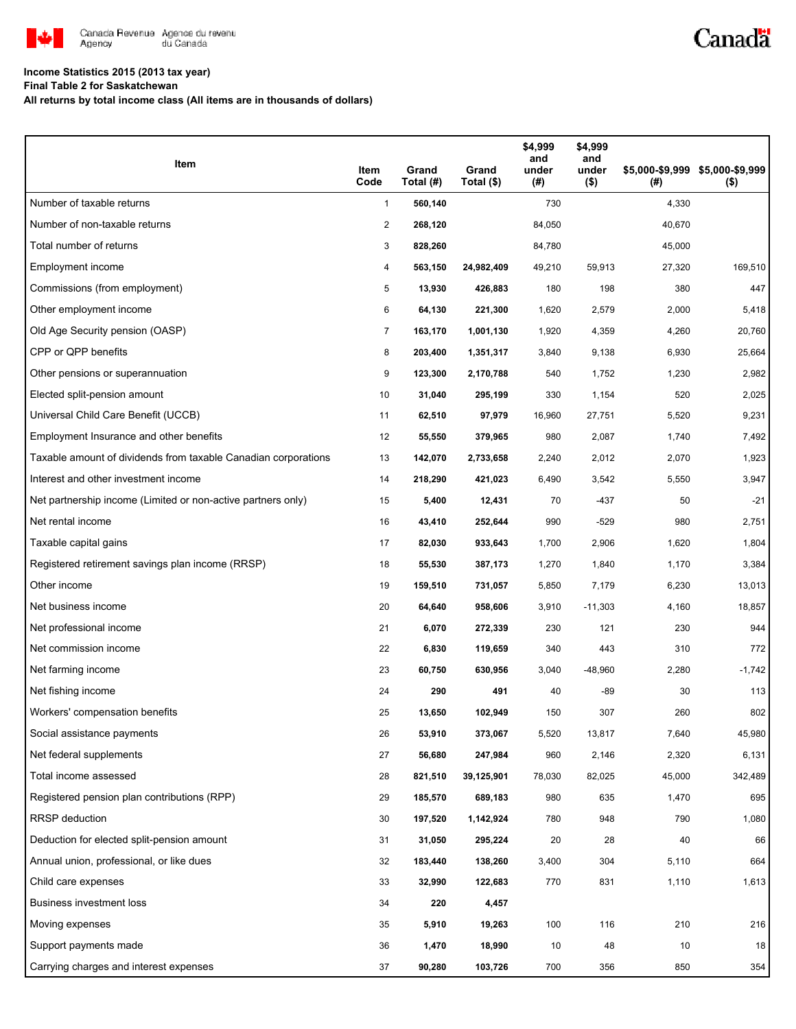Canada Revenue Agency / Agence du revenu du Canada

**Income Statistics 2015 (2013 tax year)**
**Final Table 2 for Saskatchewan**
**All returns by total income class (All items are in thousands of dollars)**

| Item | Item Code | Grand Total (#) | Grand Total ($) | $4,999 and under (#) | $4,999 and under ($) | $5,000-$9,999 (#) | $5,000-$9,999 ($) |
|---|---|---|---|---|---|---|---|
| Number of taxable returns | 1 | **560,140** | | 730 | | 4,330 | |
| Number of non-taxable returns | 2 | **268,120** | | 84,050 | | 40,670 | |
| Total number of returns | 3 | **828,260** | | 84,780 | | 45,000 | |
| Employment income | 4 | **563,150** | **24,982,409** | 49,210 | 59,913 | 27,320 | 169,510 |
| Commissions (from employment) | 5 | **13,930** | **426,883** | 180 | 198 | 380 | 447 |
| Other employment income | 6 | **64,130** | **221,300** | 1,620 | 2,579 | 2,000 | 5,418 |
| Old Age Security pension (OASP) | 7 | **163,170** | **1,001,130** | 1,920 | 4,359 | 4,260 | 20,760 |
| CPP or QPP benefits | 8 | **203,400** | **1,351,317** | 3,840 | 9,138 | 6,930 | 25,664 |
| Other pensions or superannuation | 9 | **123,300** | **2,170,788** | 540 | 1,752 | 1,230 | 2,982 |
| Elected split-pension amount | 10 | **31,040** | **295,199** | 330 | 1,154 | 520 | 2,025 |
| Universal Child Care Benefit (UCCB) | 11 | **62,510** | **97,979** | 16,960 | 27,751 | 5,520 | 9,231 |
| Employment Insurance and other benefits | 12 | **55,550** | **379,965** | 980 | 2,087 | 1,740 | 7,492 |
| Taxable amount of dividends from taxable Canadian corporations | 13 | **142,070** | **2,733,658** | 2,240 | 2,012 | 2,070 | 1,923 |
| Interest and other investment income | 14 | **218,290** | **421,023** | 6,490 | 3,542 | 5,550 | 3,947 |
| Net partnership income (Limited or non-active partners only) | 15 | **5,400** | **12,431** | 70 | -437 | 50 | -21 |
| Net rental income | 16 | **43,410** | **252,644** | 990 | -529 | 980 | 2,751 |
| Taxable capital gains | 17 | **82,030** | **933,643** | 1,700 | 2,906 | 1,620 | 1,804 |
| Registered retirement savings plan income (RRSP) | 18 | **55,530** | **387,173** | 1,270 | 1,840 | 1,170 | 3,384 |
| Other income | 19 | **159,510** | **731,057** | 5,850 | 7,179 | 6,230 | 13,013 |
| Net business income | 20 | **64,640** | **958,606** | 3,910 | -11,303 | 4,160 | 18,857 |
| Net professional income | 21 | **6,070** | **272,339** | 230 | 121 | 230 | 944 |
| Net commission income | 22 | **6,830** | **119,659** | 340 | 443 | 310 | 772 |
| Net farming income | 23 | **60,750** | **630,956** | 3,040 | -48,960 | 2,280 | -1,742 |
| Net fishing income | 24 | **290** | **491** | 40 | -89 | 30 | 113 |
| Workers' compensation benefits | 25 | **13,650** | **102,949** | 150 | 307 | 260 | 802 |
| Social assistance payments | 26 | **53,910** | **373,067** | 5,520 | 13,817 | 7,640 | 45,980 |
| Net federal supplements | 27 | **56,680** | **247,984** | 960 | 2,146 | 2,320 | 6,131 |
| Total income assessed | 28 | **821,510** | **39,125,901** | 78,030 | 82,025 | 45,000 | 342,489 |
| Registered pension plan contributions (RPP) | 29 | **185,570** | **689,183** | 980 | 635 | 1,470 | 695 |
| RRSP deduction | 30 | **197,520** | **1,142,924** | 780 | 948 | 790 | 1,080 |
| Deduction for elected split-pension amount | 31 | **31,050** | **295,224** | 20 | 28 | 40 | 66 |
| Annual union, professional, or like dues | 32 | **183,440** | **138,260** | 3,400 | 304 | 5,110 | 664 |
| Child care expenses | 33 | **32,990** | **122,683** | 770 | 831 | 1,110 | 1,613 |
| Business investment loss | 34 | **220** | **4,457** | | | | |
| Moving expenses | 35 | **5,910** | **19,263** | 100 | 116 | 210 | 216 |
| Support payments made | 36 | **1,470** | **18,990** | 10 | 48 | 10 | 18 |
| Carrying charges and interest expenses | 37 | **90,280** | **103,726** | 700 | 356 | 850 | 354 |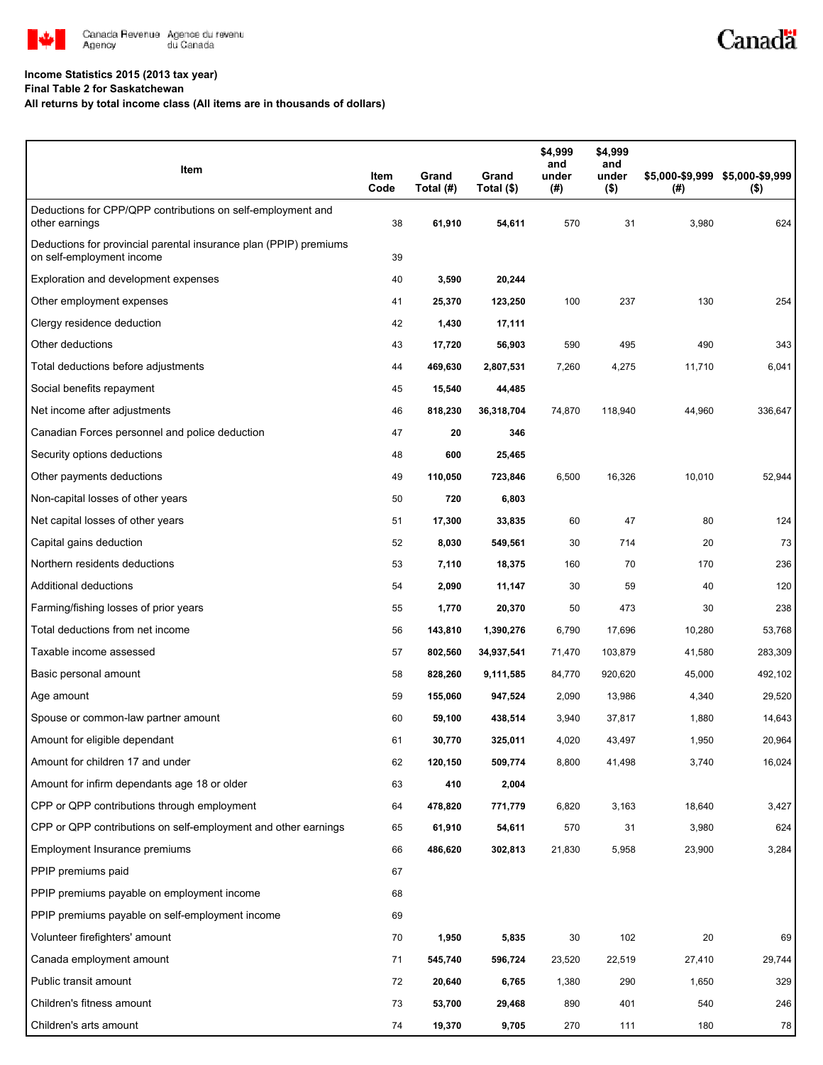**Income Statistics 2015 (2013 tax year)**
**Final Table 2 for Saskatchewan**
**All returns by total income class (All items are in thousands of dollars)**

| Item | Item Code | Grand Total (#) | Grand Total ($) | $4,999 and under (#) | $4,999 and under ($) | $5,000-$9,999 (#) | $5,000-$9,999 ($) |
|---|---|---|---|---|---|---|---|
| Deductions for CPP/QPP contributions on self-employment and other earnings | 38 | **61,910** | **54,611** | 570 | 31 | 3,980 | 624 |
| Deductions for provincial parental insurance plan (PPIP) premiums on self-employment income | 39 | | | | | | |
| Exploration and development expenses | 40 | **3,590** | **20,244** | | | | |
| Other employment expenses | 41 | **25,370** | **123,250** | 100 | 237 | 130 | 254 |
| Clergy residence deduction | 42 | **1,430** | **17,111** | | | | |
| Other deductions | 43 | **17,720** | **56,903** | 590 | 495 | 490 | 343 |
| Total deductions before adjustments | 44 | **469,630** | **2,807,531** | 7,260 | 4,275 | 11,710 | 6,041 |
| Social benefits repayment | 45 | **15,540** | **44,485** | | | | |
| Net income after adjustments | 46 | **818,230** | **36,318,704** | 74,870 | 118,940 | 44,960 | 336,647 |
| Canadian Forces personnel and police deduction | 47 | **20** | **346** | | | | |
| Security options deductions | 48 | **600** | **25,465** | | | | |
| Other payments deductions | 49 | **110,050** | **723,846** | 6,500 | 16,326 | 10,010 | 52,944 |
| Non-capital losses of other years | 50 | **720** | **6,803** | | | | |
| Net capital losses of other years | 51 | **17,300** | **33,835** | 60 | 47 | 80 | 124 |
| Capital gains deduction | 52 | **8,030** | **549,561** | 30 | 714 | 20 | 73 |
| Northern residents deductions | 53 | **7,110** | **18,375** | 160 | 70 | 170 | 236 |
| Additional deductions | 54 | **2,090** | **11,147** | 30 | 59 | 40 | 120 |
| Farming/fishing losses of prior years | 55 | **1,770** | **20,370** | 50 | 473 | 30 | 238 |
| Total deductions from net income | 56 | **143,810** | **1,390,276** | 6,790 | 17,696 | 10,280 | 53,768 |
| Taxable income assessed | 57 | **802,560** | **34,937,541** | 71,470 | 103,879 | 41,580 | 283,309 |
| Basic personal amount | 58 | **828,260** | **9,111,585** | 84,770 | 920,620 | 45,000 | 492,102 |
| Age amount | 59 | **155,060** | **947,524** | 2,090 | 13,986 | 4,340 | 29,520 |
| Spouse or common-law partner amount | 60 | **59,100** | **438,514** | 3,940 | 37,817 | 1,880 | 14,643 |
| Amount for eligible dependant | 61 | **30,770** | **325,011** | 4,020 | 43,497 | 1,950 | 20,964 |
| Amount for children 17 and under | 62 | **120,150** | **509,774** | 8,800 | 41,498 | 3,740 | 16,024 |
| Amount for infirm dependants age 18 or older | 63 | **410** | **2,004** | | | | |
| CPP or QPP contributions through employment | 64 | **478,820** | **771,779** | 6,820 | 3,163 | 18,640 | 3,427 |
| CPP or QPP contributions on self-employment and other earnings | 65 | **61,910** | **54,611** | 570 | 31 | 3,980 | 624 |
| Employment Insurance premiums | 66 | **486,620** | **302,813** | 21,830 | 5,958 | 23,900 | 3,284 |
| PPIP premiums paid | 67 | | | | | | |
| PPIP premiums payable on employment income | 68 | | | | | | |
| PPIP premiums payable on self-employment income | 69 | | | | | | |
| Volunteer firefighters' amount | 70 | **1,950** | **5,835** | 30 | 102 | 20 | 69 |
| Canada employment amount | 71 | **545,740** | **596,724** | 23,520 | 22,519 | 27,410 | 29,744 |
| Public transit amount | 72 | **20,640** | **6,765** | 1,380 | 290 | 1,650 | 329 |
| Children's fitness amount | 73 | **53,700** | **29,468** | 890 | 401 | 540 | 246 |
| Children's arts amount | 74 | **19,370** | **9,705** | 270 | 111 | 180 | 78 |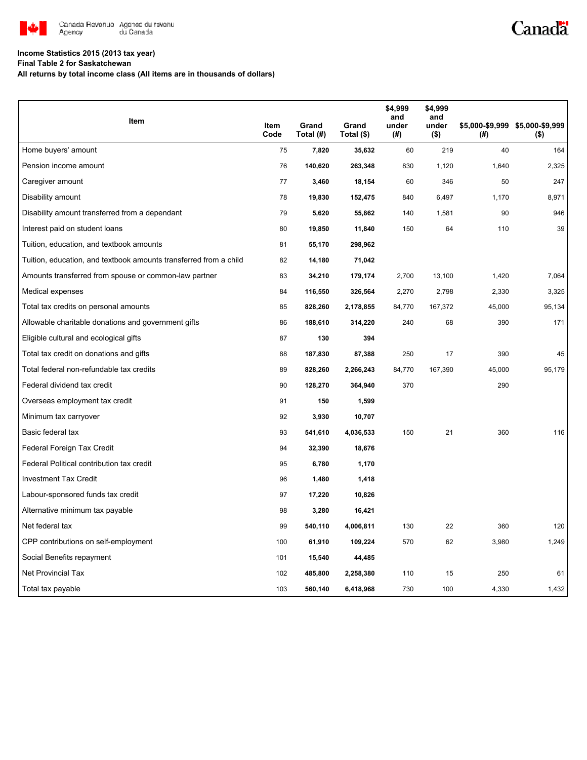**Income Statistics 2015 (2013 tax year)**

**Final Table 2 for Saskatchewan**

**All returns by total income class (All items are in thousands of dollars)**

| Item | Item Code | Grand Total (#) | Grand Total ($) | $4,999 and under (#) | $4,999 and under ($) | $5,000-$9,999 (#) | $5,000-$9,999 ($) |
|---|---|---|---|---|---|---|---|
| Home buyers' amount | 75 | **7,820** | **35,632** | 60 | 219 | 40 | 164 |
| Pension income amount | 76 | **140,620** | **263,348** | 830 | 1,120 | 1,640 | 2,325 |
| Caregiver amount | 77 | **3,460** | **18,154** | 60 | 346 | 50 | 247 |
| Disability amount | 78 | **19,830** | **152,475** | 840 | 6,497 | 1,170 | 8,971 |
| Disability amount transferred from a dependant | 79 | **5,620** | **55,862** | 140 | 1,581 | 90 | 946 |
| Interest paid on student loans | 80 | **19,850** | **11,840** | 150 | 64 | 110 | 39 |
| Tuition, education, and textbook amounts | 81 | **55,170** | **298,962** | | | | |
| Tuition, education, and textbook amounts transferred from a child | 82 | **14,180** | **71,042** | | | | |
| Amounts transferred from spouse or common-law partner | 83 | **34,210** | **179,174** | 2,700 | 13,100 | 1,420 | 7,064 |
| Medical expenses | 84 | **116,550** | **326,564** | 2,270 | 2,798 | 2,330 | 3,325 |
| Total tax credits on personal amounts | 85 | **828,260** | **2,178,855** | 84,770 | 167,372 | 45,000 | 95,134 |
| Allowable charitable donations and government gifts | 86 | **188,610** | **314,220** | 240 | 68 | 390 | 171 |
| Eligible cultural and ecological gifts | 87 | **130** | **394** | | | | |
| Total tax credit on donations and gifts | 88 | **187,830** | **87,388** | 250 | 17 | 390 | 45 |
| Total federal non-refundable tax credits | 89 | **828,260** | **2,266,243** | 84,770 | 167,390 | 45,000 | 95,179 |
| Federal dividend tax credit | 90 | **128,270** | **364,940** | 370 | | 290 | |
| Overseas employment tax credit | 91 | **150** | **1,599** | | | | |
| Minimum tax carryover | 92 | **3,930** | **10,707** | | | | |
| Basic federal tax | 93 | **541,610** | **4,036,533** | 150 | 21 | 360 | 116 |
| Federal Foreign Tax Credit | 94 | **32,390** | **18,676** | | | | |
| Federal Political contribution tax credit | 95 | **6,780** | **1,170** | | | | |
| Investment Tax Credit | 96 | **1,480** | **1,418** | | | | |
| Labour-sponsored funds tax credit | 97 | **17,220** | **10,826** | | | | |
| Alternative minimum tax payable | 98 | **3,280** | **16,421** | | | | |
| Net federal tax | 99 | **540,110** | **4,006,811** | 130 | 22 | 360 | 120 |
| CPP contributions on self-employment | 100 | **61,910** | **109,224** | 570 | 62 | 3,980 | 1,249 |
| Social Benefits repayment | 101 | **15,540** | **44,485** | | | | |
| Net Provincial Tax | 102 | **485,800** | **2,258,380** | 110 | 15 | 250 | 61 |
| Total tax payable | 103 | **560,140** | **6,418,968** | 730 | 100 | 4,330 | 1,432 |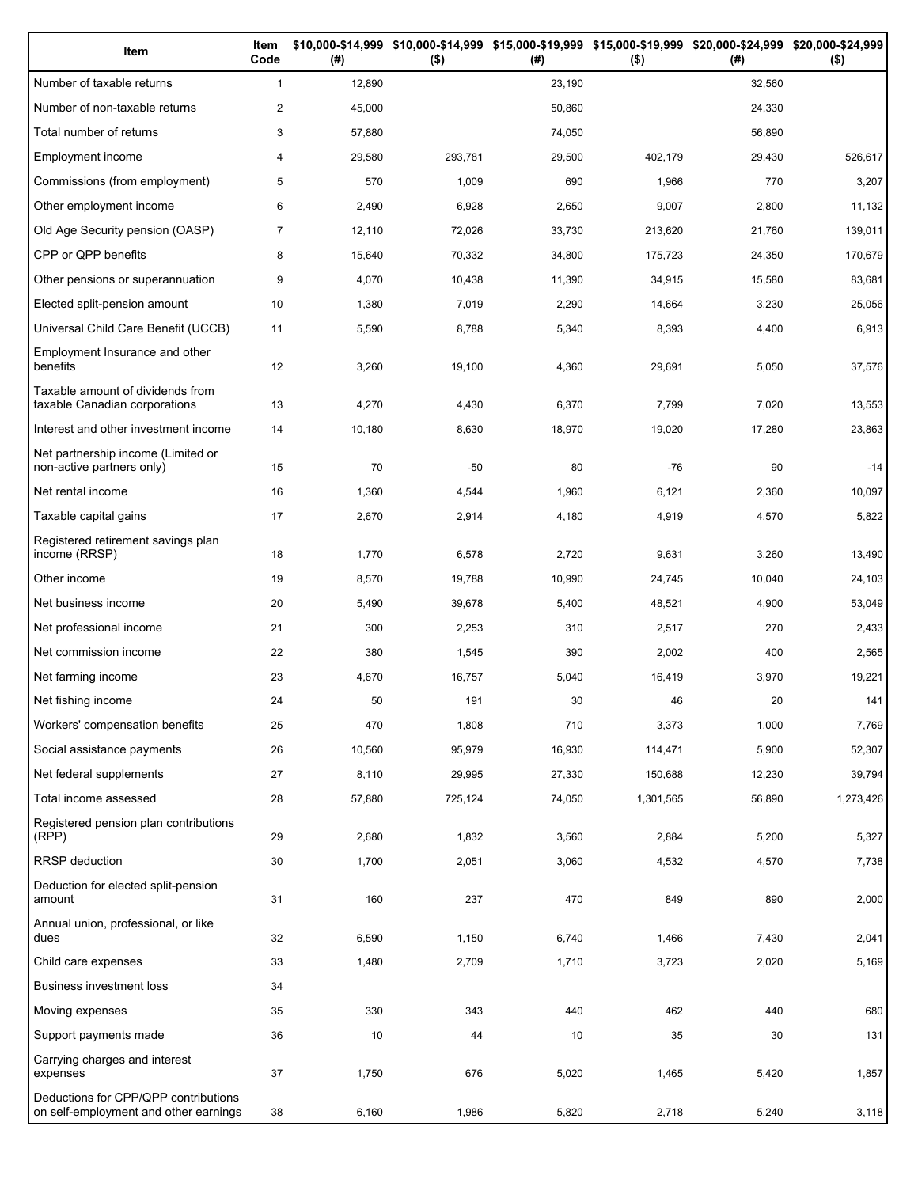| Item | Item Code | $10,000-$14,999 (#) | $10,000-$14,999 ($) | $15,000-$19,999 (#) | $15,000-$19,999 ($) | $20,000-$24,999 (#) | $20,000-$24,999 ($) |
|---|---|---|---|---|---|---|---|
| Number of taxable returns | 1 | 12,890 | | 23,190 | | 32,560 | |
| Number of non-taxable returns | 2 | 45,000 | | 50,860 | | 24,330 | |
| Total number of returns | 3 | 57,880 | | 74,050 | | 56,890 | |
| Employment income | 4 | 29,580 | 293,781 | 29,500 | 402,179 | 29,430 | 526,617 |
| Commissions (from employment) | 5 | 570 | 1,009 | 690 | 1,966 | 770 | 3,207 |
| Other employment income | 6 | 2,490 | 6,928 | 2,650 | 9,007 | 2,800 | 11,132 |
| Old Age Security pension (OASP) | 7 | 12,110 | 72,026 | 33,730 | 213,620 | 21,760 | 139,011 |
| CPP or QPP benefits | 8 | 15,640 | 70,332 | 34,800 | 175,723 | 24,350 | 170,679 |
| Other pensions or superannuation | 9 | 4,070 | 10,438 | 11,390 | 34,915 | 15,580 | 83,681 |
| Elected split-pension amount | 10 | 1,380 | 7,019 | 2,290 | 14,664 | 3,230 | 25,056 |
| Universal Child Care Benefit (UCCB) | 11 | 5,590 | 8,788 | 5,340 | 8,393 | 4,400 | 6,913 |
| Employment Insurance and other benefits | 12 | 3,260 | 19,100 | 4,360 | 29,691 | 5,050 | 37,576 |
| Taxable amount of dividends from taxable Canadian corporations | 13 | 4,270 | 4,430 | 6,370 | 7,799 | 7,020 | 13,553 |
| Interest and other investment income | 14 | 10,180 | 8,630 | 18,970 | 19,020 | 17,280 | 23,863 |
| Net partnership income (Limited or non-active partners only) | 15 | 70 | -50 | 80 | -76 | 90 | -14 |
| Net rental income | 16 | 1,360 | 4,544 | 1,960 | 6,121 | 2,360 | 10,097 |
| Taxable capital gains | 17 | 2,670 | 2,914 | 4,180 | 4,919 | 4,570 | 5,822 |
| Registered retirement savings plan income (RRSP) | 18 | 1,770 | 6,578 | 2,720 | 9,631 | 3,260 | 13,490 |
| Other income | 19 | 8,570 | 19,788 | 10,990 | 24,745 | 10,040 | 24,103 |
| Net business income | 20 | 5,490 | 39,678 | 5,400 | 48,521 | 4,900 | 53,049 |
| Net professional income | 21 | 300 | 2,253 | 310 | 2,517 | 270 | 2,433 |
| Net commission income | 22 | 380 | 1,545 | 390 | 2,002 | 400 | 2,565 |
| Net farming income | 23 | 4,670 | 16,757 | 5,040 | 16,419 | 3,970 | 19,221 |
| Net fishing income | 24 | 50 | 191 | 30 | 46 | 20 | 141 |
| Workers' compensation benefits | 25 | 470 | 1,808 | 710 | 3,373 | 1,000 | 7,769 |
| Social assistance payments | 26 | 10,560 | 95,979 | 16,930 | 114,471 | 5,900 | 52,307 |
| Net federal supplements | 27 | 8,110 | 29,995 | 27,330 | 150,688 | 12,230 | 39,794 |
| Total income assessed | 28 | 57,880 | 725,124 | 74,050 | 1,301,565 | 56,890 | 1,273,426 |
| Registered pension plan contributions (RPP) | 29 | 2,680 | 1,832 | 3,560 | 2,884 | 5,200 | 5,327 |
| RRSP deduction | 30 | 1,700 | 2,051 | 3,060 | 4,532 | 4,570 | 7,738 |
| Deduction for elected split-pension amount | 31 | 160 | 237 | 470 | 849 | 890 | 2,000 |
| Annual union, professional, or like dues | 32 | 6,590 | 1,150 | 6,740 | 1,466 | 7,430 | 2,041 |
| Child care expenses | 33 | 1,480 | 2,709 | 1,710 | 3,723 | 2,020 | 5,169 |
| Business investment loss | 34 | | | | | | |
| Moving expenses | 35 | 330 | 343 | 440 | 462 | 440 | 680 |
| Support payments made | 36 | 10 | 44 | 10 | 35 | 30 | 131 |
| Carrying charges and interest expenses | 37 | 1,750 | 676 | 5,020 | 1,465 | 5,420 | 1,857 |
| Deductions for CPP/QPP contributions on self-employment and other earnings | 38 | 6,160 | 1,986 | 5,820 | 2,718 | 5,240 | 3,118 |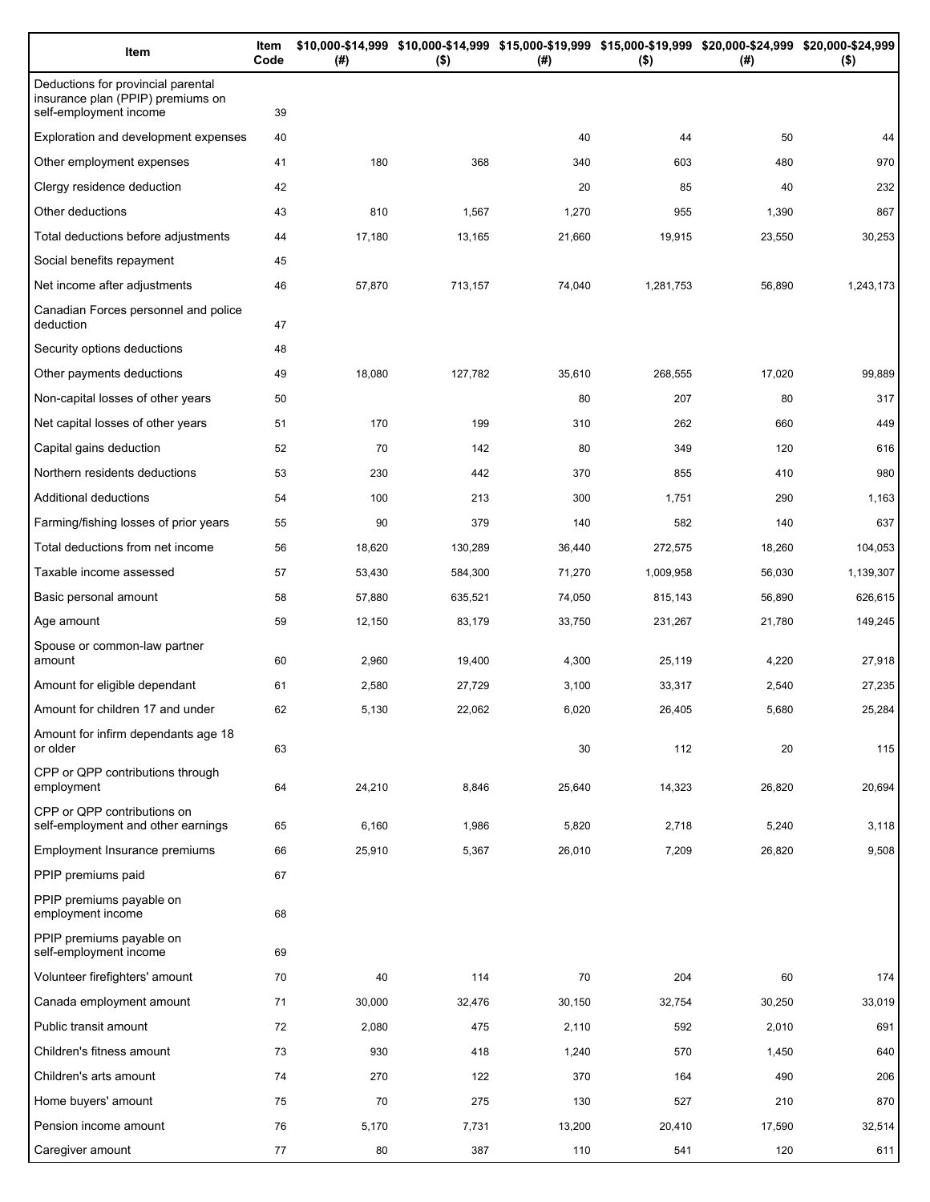| Item | Item Code | $10,000-$14,999 (#) | $10,000-$14,999 ($) | $15,000-$19,999 (#) | $15,000-$19,999 ($) | $20,000-$24,999 (#) | $20,000-$24,999 ($) |
|---|---|---|---|---|---|---|---|
| Deductions for provincial parental insurance plan (PPIP) premiums on self-employment income | 39 | | | | | | |
| Exploration and development expenses | 40 | | | 40 | 44 | 50 | 44 |
| Other employment expenses | 41 | 180 | 368 | 340 | 603 | 480 | 970 |
| Clergy residence deduction | 42 | | | 20 | 85 | 40 | 232 |
| Other deductions | 43 | 810 | 1,567 | 1,270 | 955 | 1,390 | 867 |
| Total deductions before adjustments | 44 | 17,180 | 13,165 | 21,660 | 19,915 | 23,550 | 30,253 |
| Social benefits repayment | 45 | | | | | | |
| Net income after adjustments | 46 | 57,870 | 713,157 | 74,040 | 1,281,753 | 56,890 | 1,243,173 |
| Canadian Forces personnel and police deduction | 47 | | | | | | |
| Security options deductions | 48 | | | | | | |
| Other payments deductions | 49 | 18,080 | 127,782 | 35,610 | 268,555 | 17,020 | 99,889 |
| Non-capital losses of other years | 50 | | | 80 | 207 | 80 | 317 |
| Net capital losses of other years | 51 | 170 | 199 | 310 | 262 | 660 | 449 |
| Capital gains deduction | 52 | 70 | 142 | 80 | 349 | 120 | 616 |
| Northern residents deductions | 53 | 230 | 442 | 370 | 855 | 410 | 980 |
| Additional deductions | 54 | 100 | 213 | 300 | 1,751 | 290 | 1,163 |
| Farming/fishing losses of prior years | 55 | 90 | 379 | 140 | 582 | 140 | 637 |
| Total deductions from net income | 56 | 18,620 | 130,289 | 36,440 | 272,575 | 18,260 | 104,053 |
| Taxable income assessed | 57 | 53,430 | 584,300 | 71,270 | 1,009,958 | 56,030 | 1,139,307 |
| Basic personal amount | 58 | 57,880 | 635,521 | 74,050 | 815,143 | 56,890 | 626,615 |
| Age amount | 59 | 12,150 | 83,179 | 33,750 | 231,267 | 21,780 | 149,245 |
| Spouse or common-law partner amount | 60 | 2,960 | 19,400 | 4,300 | 25,119 | 4,220 | 27,918 |
| Amount for eligible dependant | 61 | 2,580 | 27,729 | 3,100 | 33,317 | 2,540 | 27,235 |
| Amount for children 17 and under | 62 | 5,130 | 22,062 | 6,020 | 26,405 | 5,680 | 25,284 |
| Amount for infirm dependants age 18 or older | 63 | | | 30 | 112 | 20 | 115 |
| CPP or QPP contributions through employment | 64 | 24,210 | 8,846 | 25,640 | 14,323 | 26,820 | 20,694 |
| CPP or QPP contributions on self-employment and other earnings | 65 | 6,160 | 1,986 | 5,820 | 2,718 | 5,240 | 3,118 |
| Employment Insurance premiums | 66 | 25,910 | 5,367 | 26,010 | 7,209 | 26,820 | 9,508 |
| PPIP premiums paid | 67 | | | | | | |
| PPIP premiums payable on employment income | 68 | | | | | | |
| PPIP premiums payable on self-employment income | 69 | | | | | | |
| Volunteer firefighters' amount | 70 | 40 | 114 | 70 | 204 | 60 | 174 |
| Canada employment amount | 71 | 30,000 | 32,476 | 30,150 | 32,754 | 30,250 | 33,019 |
| Public transit amount | 72 | 2,080 | 475 | 2,110 | 592 | 2,010 | 691 |
| Children's fitness amount | 73 | 930 | 418 | 1,240 | 570 | 1,450 | 640 |
| Children's arts amount | 74 | 270 | 122 | 370 | 164 | 490 | 206 |
| Home buyers' amount | 75 | 70 | 275 | 130 | 527 | 210 | 870 |
| Pension income amount | 76 | 5,170 | 7,731 | 13,200 | 20,410 | 17,590 | 32,514 |
| Caregiver amount | 77 | 80 | 387 | 110 | 541 | 120 | 611 |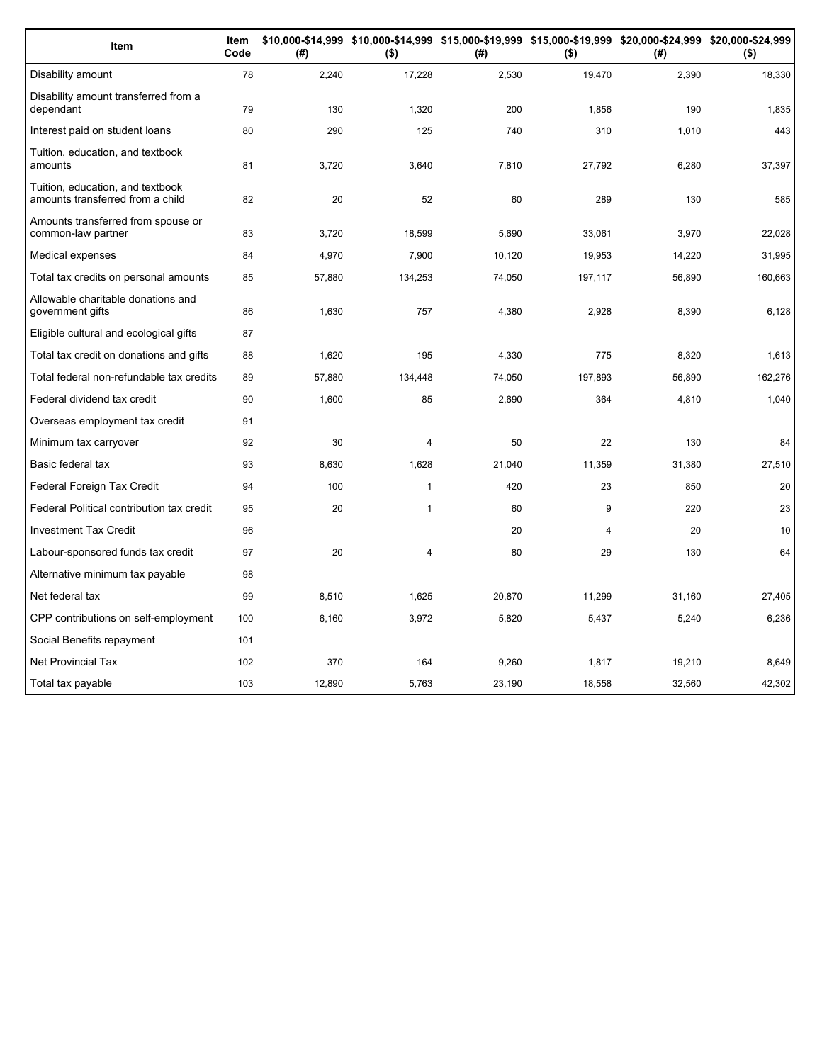| Item | Item Code | $10,000-$14,999 (#) | $10,000-$14,999 ($) | $15,000-$19,999 (#) | $15,000-$19,999 ($) | $20,000-$24,999 (#) | $20,000-$24,999 ($) |
| --- | --- | --- | --- | --- | --- | --- | --- |
| Disability amount | 78 | 2,240 | 17,228 | 2,530 | 19,470 | 2,390 | 18,330 |
| Disability amount transferred from a dependant | 79 | 130 | 1,320 | 200 | 1,856 | 190 | 1,835 |
| Interest paid on student loans | 80 | 290 | 125 | 740 | 310 | 1,010 | 443 |
| Tuition, education, and textbook amounts | 81 | 3,720 | 3,640 | 7,810 | 27,792 | 6,280 | 37,397 |
| Tuition, education, and textbook amounts transferred from a child | 82 | 20 | 52 | 60 | 289 | 130 | 585 |
| Amounts transferred from spouse or common-law partner | 83 | 3,720 | 18,599 | 5,690 | 33,061 | 3,970 | 22,028 |
| Medical expenses | 84 | 4,970 | 7,900 | 10,120 | 19,953 | 14,220 | 31,995 |
| Total tax credits on personal amounts | 85 | 57,880 | 134,253 | 74,050 | 197,117 | 56,890 | 160,663 |
| Allowable charitable donations and government gifts | 86 | 1,630 | 757 | 4,380 | 2,928 | 8,390 | 6,128 |
| Eligible cultural and ecological gifts | 87 | | | | | | |
| Total tax credit on donations and gifts | 88 | 1,620 | 195 | 4,330 | 775 | 8,320 | 1,613 |
| Total federal non-refundable tax credits | 89 | 57,880 | 134,448 | 74,050 | 197,893 | 56,890 | 162,276 |
| Federal dividend tax credit | 90 | 1,600 | 85 | 2,690 | 364 | 4,810 | 1,040 |
| Overseas employment tax credit | 91 | | | | | | |
| Minimum tax carryover | 92 | 30 | 4 | 50 | 22 | 130 | 84 |
| Basic federal tax | 93 | 8,630 | 1,628 | 21,040 | 11,359 | 31,380 | 27,510 |
| Federal Foreign Tax Credit | 94 | 100 | 1 | 420 | 23 | 850 | 20 |
| Federal Political contribution tax credit | 95 | 20 | 1 | 60 | 9 | 220 | 23 |
| Investment Tax Credit | 96 | | | 20 | 4 | 20 | 10 |
| Labour-sponsored funds tax credit | 97 | 20 | 4 | 80 | 29 | 130 | 64 |
| Alternative minimum tax payable | 98 | | | | | | |
| Net federal tax | 99 | 8,510 | 1,625 | 20,870 | 11,299 | 31,160 | 27,405 |
| CPP contributions on self-employment | 100 | 6,160 | 3,972 | 5,820 | 5,437 | 5,240 | 6,236 |
| Social Benefits repayment | 101 | | | | | | |
| Net Provincial Tax | 102 | 370 | 164 | 9,260 | 1,817 | 19,210 | 8,649 |
| Total tax payable | 103 | 12,890 | 5,763 | 23,190 | 18,558 | 32,560 | 42,302 |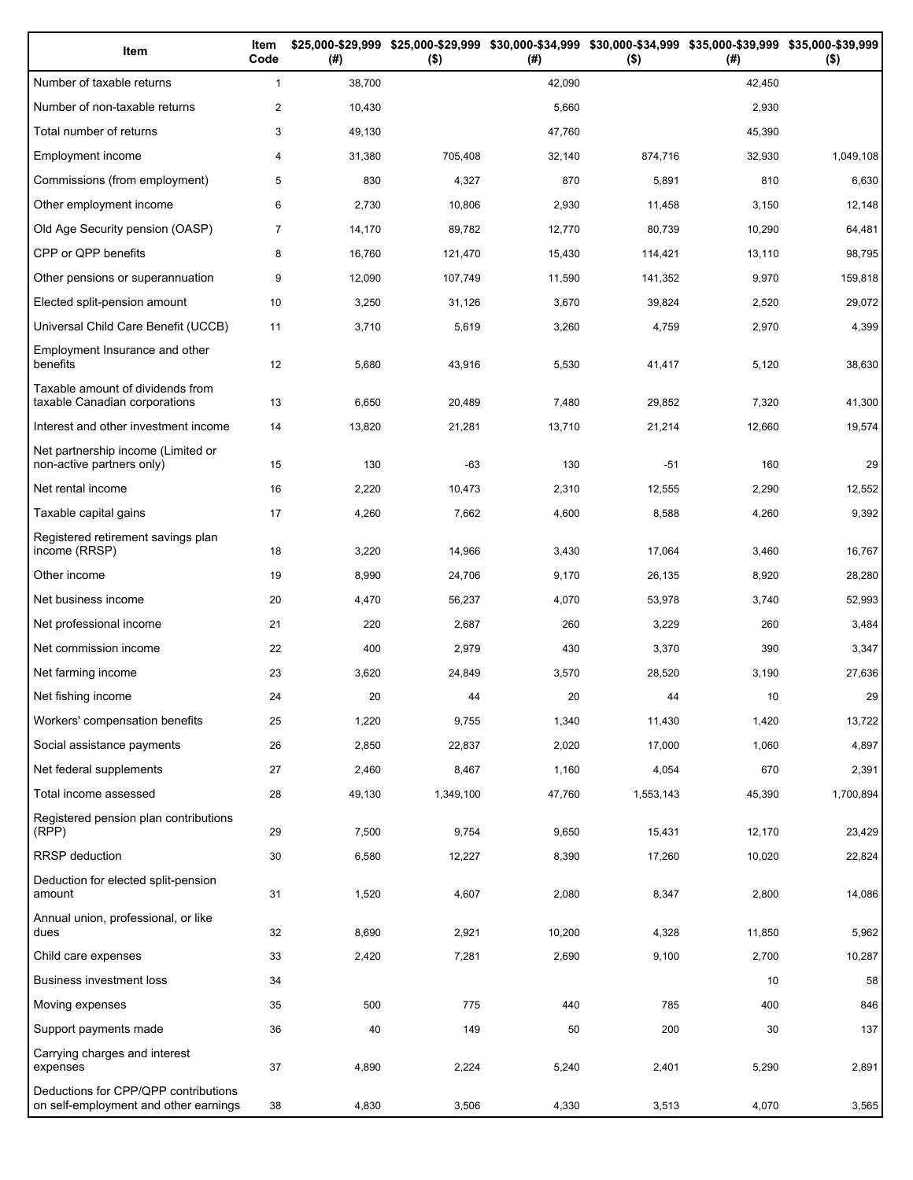| Item | Item Code | $25,000-$29,999 (#) | $25,000-$29,999 ($) | $30,000-$34,999 (#) | $30,000-$34,999 ($) | $35,000-$39,999 (#) | $35,000-$39,999 ($) |
|---|---|---|---|---|---|---|---|
| Number of taxable returns | 1 | 38,700 | | 42,090 | | 42,450 | |
| Number of non-taxable returns | 2 | 10,430 | | 5,660 | | 2,930 | |
| Total number of returns | 3 | 49,130 | | 47,760 | | 45,390 | |
| Employment income | 4 | 31,380 | 705,408 | 32,140 | 874,716 | 32,930 | 1,049,108 |
| Commissions (from employment) | 5 | 830 | 4,327 | 870 | 5,891 | 810 | 6,630 |
| Other employment income | 6 | 2,730 | 10,806 | 2,930 | 11,458 | 3,150 | 12,148 |
| Old Age Security pension (OASP) | 7 | 14,170 | 89,782 | 12,770 | 80,739 | 10,290 | 64,481 |
| CPP or QPP benefits | 8 | 16,760 | 121,470 | 15,430 | 114,421 | 13,110 | 98,795 |
| Other pensions or superannuation | 9 | 12,090 | 107,749 | 11,590 | 141,352 | 9,970 | 159,818 |
| Elected split-pension amount | 10 | 3,250 | 31,126 | 3,670 | 39,824 | 2,520 | 29,072 |
| Universal Child Care Benefit (UCCB) | 11 | 3,710 | 5,619 | 3,260 | 4,759 | 2,970 | 4,399 |
| Employment Insurance and other benefits | 12 | 5,680 | 43,916 | 5,530 | 41,417 | 5,120 | 38,630 |
| Taxable amount of dividends from taxable Canadian corporations | 13 | 6,650 | 20,489 | 7,480 | 29,852 | 7,320 | 41,300 |
| Interest and other investment income | 14 | 13,820 | 21,281 | 13,710 | 21,214 | 12,660 | 19,574 |
| Net partnership income (Limited or non-active partners only) | 15 | 130 | -63 | 130 | -51 | 160 | 29 |
| Net rental income | 16 | 2,220 | 10,473 | 2,310 | 12,555 | 2,290 | 12,552 |
| Taxable capital gains | 17 | 4,260 | 7,662 | 4,600 | 8,588 | 4,260 | 9,392 |
| Registered retirement savings plan income (RRSP) | 18 | 3,220 | 14,966 | 3,430 | 17,064 | 3,460 | 16,767 |
| Other income | 19 | 8,990 | 24,706 | 9,170 | 26,135 | 8,920 | 28,280 |
| Net business income | 20 | 4,470 | 56,237 | 4,070 | 53,978 | 3,740 | 52,993 |
| Net professional income | 21 | 220 | 2,687 | 260 | 3,229 | 260 | 3,484 |
| Net commission income | 22 | 400 | 2,979 | 430 | 3,370 | 390 | 3,347 |
| Net farming income | 23 | 3,620 | 24,849 | 3,570 | 28,520 | 3,190 | 27,636 |
| Net fishing income | 24 | 20 | 44 | 20 | 44 | 10 | 29 |
| Workers' compensation benefits | 25 | 1,220 | 9,755 | 1,340 | 11,430 | 1,420 | 13,722 |
| Social assistance payments | 26 | 2,850 | 22,837 | 2,020 | 17,000 | 1,060 | 4,897 |
| Net federal supplements | 27 | 2,460 | 8,467 | 1,160 | 4,054 | 670 | 2,391 |
| Total income assessed | 28 | 49,130 | 1,349,100 | 47,760 | 1,553,143 | 45,390 | 1,700,894 |
| Registered pension plan contributions (RPP) | 29 | 7,500 | 9,754 | 9,650 | 15,431 | 12,170 | 23,429 |
| RRSP deduction | 30 | 6,580 | 12,227 | 8,390 | 17,260 | 10,020 | 22,824 |
| Deduction for elected split-pension amount | 31 | 1,520 | 4,607 | 2,080 | 8,347 | 2,800 | 14,086 |
| Annual union, professional, or like dues | 32 | 8,690 | 2,921 | 10,200 | 4,328 | 11,850 | 5,962 |
| Child care expenses | 33 | 2,420 | 7,281 | 2,690 | 9,100 | 2,700 | 10,287 |
| Business investment loss | 34 | | | | | 10 | 58 |
| Moving expenses | 35 | 500 | 775 | 440 | 785 | 400 | 846 |
| Support payments made | 36 | 40 | 149 | 50 | 200 | 30 | 137 |
| Carrying charges and interest expenses | 37 | 4,890 | 2,224 | 5,240 | 2,401 | 5,290 | 2,891 |
| Deductions for CPP/QPP contributions on self-employment and other earnings | 38 | 4,830 | 3,506 | 4,330 | 3,513 | 4,070 | 3,565 |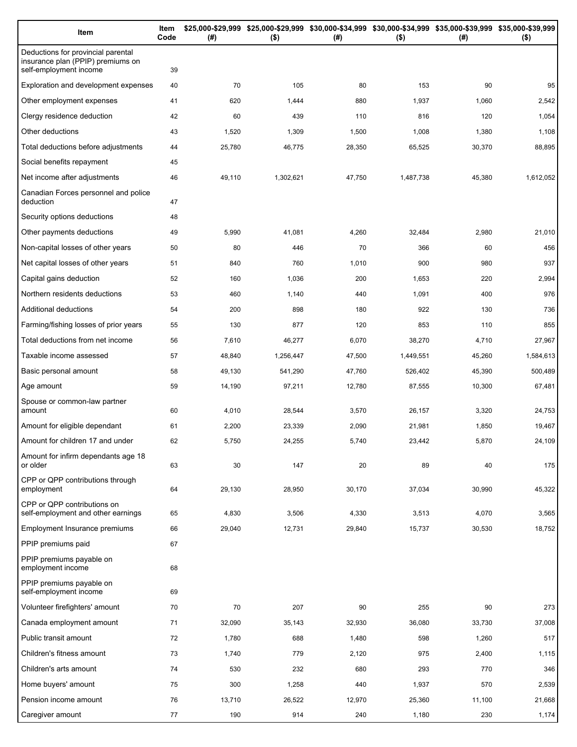| Item | Item Code | $25,000-$29,999 (#) | $25,000-$29,999 ($) | $30,000-$34,999 (#) | $30,000-$34,999 ($) | $35,000-$39,999 (#) | $35,000-$39,999 ($) |
|---|---|---|---|---|---|---|---|
| Deductions for provincial parental insurance plan (PPIP) premiums on self-employment income | 39 | | | | | | |
| Exploration and development expenses | 40 | 70 | 105 | 80 | 153 | 90 | 95 |
| Other employment expenses | 41 | 620 | 1,444 | 880 | 1,937 | 1,060 | 2,542 |
| Clergy residence deduction | 42 | 60 | 439 | 110 | 816 | 120 | 1,054 |
| Other deductions | 43 | 1,520 | 1,309 | 1,500 | 1,008 | 1,380 | 1,108 |
| Total deductions before adjustments | 44 | 25,780 | 46,775 | 28,350 | 65,525 | 30,370 | 88,895 |
| Social benefits repayment | 45 | | | | | | |
| Net income after adjustments | 46 | 49,110 | 1,302,621 | 47,750 | 1,487,738 | 45,380 | 1,612,052 |
| Canadian Forces personnel and police deduction | 47 | | | | | | |
| Security options deductions | 48 | | | | | | |
| Other payments deductions | 49 | 5,990 | 41,081 | 4,260 | 32,484 | 2,980 | 21,010 |
| Non-capital losses of other years | 50 | 80 | 446 | 70 | 366 | 60 | 456 |
| Net capital losses of other years | 51 | 840 | 760 | 1,010 | 900 | 980 | 937 |
| Capital gains deduction | 52 | 160 | 1,036 | 200 | 1,653 | 220 | 2,994 |
| Northern residents deductions | 53 | 460 | 1,140 | 440 | 1,091 | 400 | 976 |
| Additional deductions | 54 | 200 | 898 | 180 | 922 | 130 | 736 |
| Farming/fishing losses of prior years | 55 | 130 | 877 | 120 | 853 | 110 | 855 |
| Total deductions from net income | 56 | 7,610 | 46,277 | 6,070 | 38,270 | 4,710 | 27,967 |
| Taxable income assessed | 57 | 48,840 | 1,256,447 | 47,500 | 1,449,551 | 45,260 | 1,584,613 |
| Basic personal amount | 58 | 49,130 | 541,290 | 47,760 | 526,402 | 45,390 | 500,489 |
| Age amount | 59 | 14,190 | 97,211 | 12,780 | 87,555 | 10,300 | 67,481 |
| Spouse or common-law partner amount | 60 | 4,010 | 28,544 | 3,570 | 26,157 | 3,320 | 24,753 |
| Amount for eligible dependant | 61 | 2,200 | 23,339 | 2,090 | 21,981 | 1,850 | 19,467 |
| Amount for children 17 and under | 62 | 5,750 | 24,255 | 5,740 | 23,442 | 5,870 | 24,109 |
| Amount for infirm dependants age 18 or older | 63 | 30 | 147 | 20 | 89 | 40 | 175 |
| CPP or QPP contributions through employment | 64 | 29,130 | 28,950 | 30,170 | 37,034 | 30,990 | 45,322 |
| CPP or QPP contributions on self-employment and other earnings | 65 | 4,830 | 3,506 | 4,330 | 3,513 | 4,070 | 3,565 |
| Employment Insurance premiums | 66 | 29,040 | 12,731 | 29,840 | 15,737 | 30,530 | 18,752 |
| PPIP premiums paid | 67 | | | | | | |
| PPIP premiums payable on employment income | 68 | | | | | | |
| PPIP premiums payable on self-employment income | 69 | | | | | | |
| Volunteer firefighters' amount | 70 | 70 | 207 | 90 | 255 | 90 | 273 |
| Canada employment amount | 71 | 32,090 | 35,143 | 32,930 | 36,080 | 33,730 | 37,008 |
| Public transit amount | 72 | 1,780 | 688 | 1,480 | 598 | 1,260 | 517 |
| Children's fitness amount | 73 | 1,740 | 779 | 2,120 | 975 | 2,400 | 1,115 |
| Children's arts amount | 74 | 530 | 232 | 680 | 293 | 770 | 346 |
| Home buyers' amount | 75 | 300 | 1,258 | 440 | 1,937 | 570 | 2,539 |
| Pension income amount | 76 | 13,710 | 26,522 | 12,970 | 25,360 | 11,100 | 21,668 |
| Caregiver amount | 77 | 190 | 914 | 240 | 1,180 | 230 | 1,174 |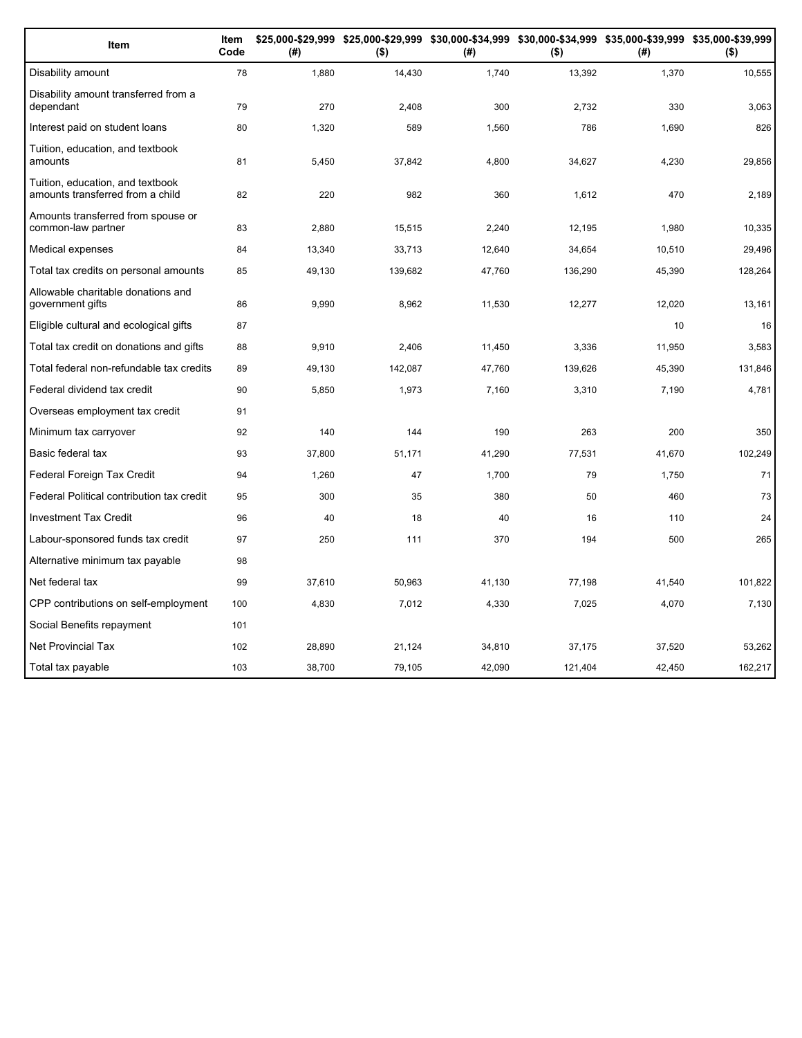| Item | Item Code | $25,000-$29,999 (#) | $25,000-$29,999 ($) | $30,000-$34,999 (#) | $30,000-$34,999 ($) | $35,000-$39,999 (#) | $35,000-$39,999 ($) |
|---|---|---|---|---|---|---|---|
| Disability amount | 78 | 1,880 | 14,430 | 1,740 | 13,392 | 1,370 | 10,555 |
| Disability amount transferred from a dependant | 79 | 270 | 2,408 | 300 | 2,732 | 330 | 3,063 |
| Interest paid on student loans | 80 | 1,320 | 589 | 1,560 | 786 | 1,690 | 826 |
| Tuition, education, and textbook amounts | 81 | 5,450 | 37,842 | 4,800 | 34,627 | 4,230 | 29,856 |
| Tuition, education, and textbook amounts transferred from a child | 82 | 220 | 982 | 360 | 1,612 | 470 | 2,189 |
| Amounts transferred from spouse or common-law partner | 83 | 2,880 | 15,515 | 2,240 | 12,195 | 1,980 | 10,335 |
| Medical expenses | 84 | 13,340 | 33,713 | 12,640 | 34,654 | 10,510 | 29,496 |
| Total tax credits on personal amounts | 85 | 49,130 | 139,682 | 47,760 | 136,290 | 45,390 | 128,264 |
| Allowable charitable donations and government gifts | 86 | 9,990 | 8,962 | 11,530 | 12,277 | 12,020 | 13,161 |
| Eligible cultural and ecological gifts | 87 | | | | | 10 | 16 |
| Total tax credit on donations and gifts | 88 | 9,910 | 2,406 | 11,450 | 3,336 | 11,950 | 3,583 |
| Total federal non-refundable tax credits | 89 | 49,130 | 142,087 | 47,760 | 139,626 | 45,390 | 131,846 |
| Federal dividend tax credit | 90 | 5,850 | 1,973 | 7,160 | 3,310 | 7,190 | 4,781 |
| Overseas employment tax credit | 91 | | | | | | |
| Minimum tax carryover | 92 | 140 | 144 | 190 | 263 | 200 | 350 |
| Basic federal tax | 93 | 37,800 | 51,171 | 41,290 | 77,531 | 41,670 | 102,249 |
| Federal Foreign Tax Credit | 94 | 1,260 | 47 | 1,700 | 79 | 1,750 | 71 |
| Federal Political contribution tax credit | 95 | 300 | 35 | 380 | 50 | 460 | 73 |
| Investment Tax Credit | 96 | 40 | 18 | 40 | 16 | 110 | 24 |
| Labour-sponsored funds tax credit | 97 | 250 | 111 | 370 | 194 | 500 | 265 |
| Alternative minimum tax payable | 98 | | | | | | |
| Net federal tax | 99 | 37,610 | 50,963 | 41,130 | 77,198 | 41,540 | 101,822 |
| CPP contributions on self-employment | 100 | 4,830 | 7,012 | 4,330 | 7,025 | 4,070 | 7,130 |
| Social Benefits repayment | 101 | | | | | | |
| Net Provincial Tax | 102 | 28,890 | 21,124 | 34,810 | 37,175 | 37,520 | 53,262 |
| Total tax payable | 103 | 38,700 | 79,105 | 42,090 | 121,404 | 42,450 | 162,217 |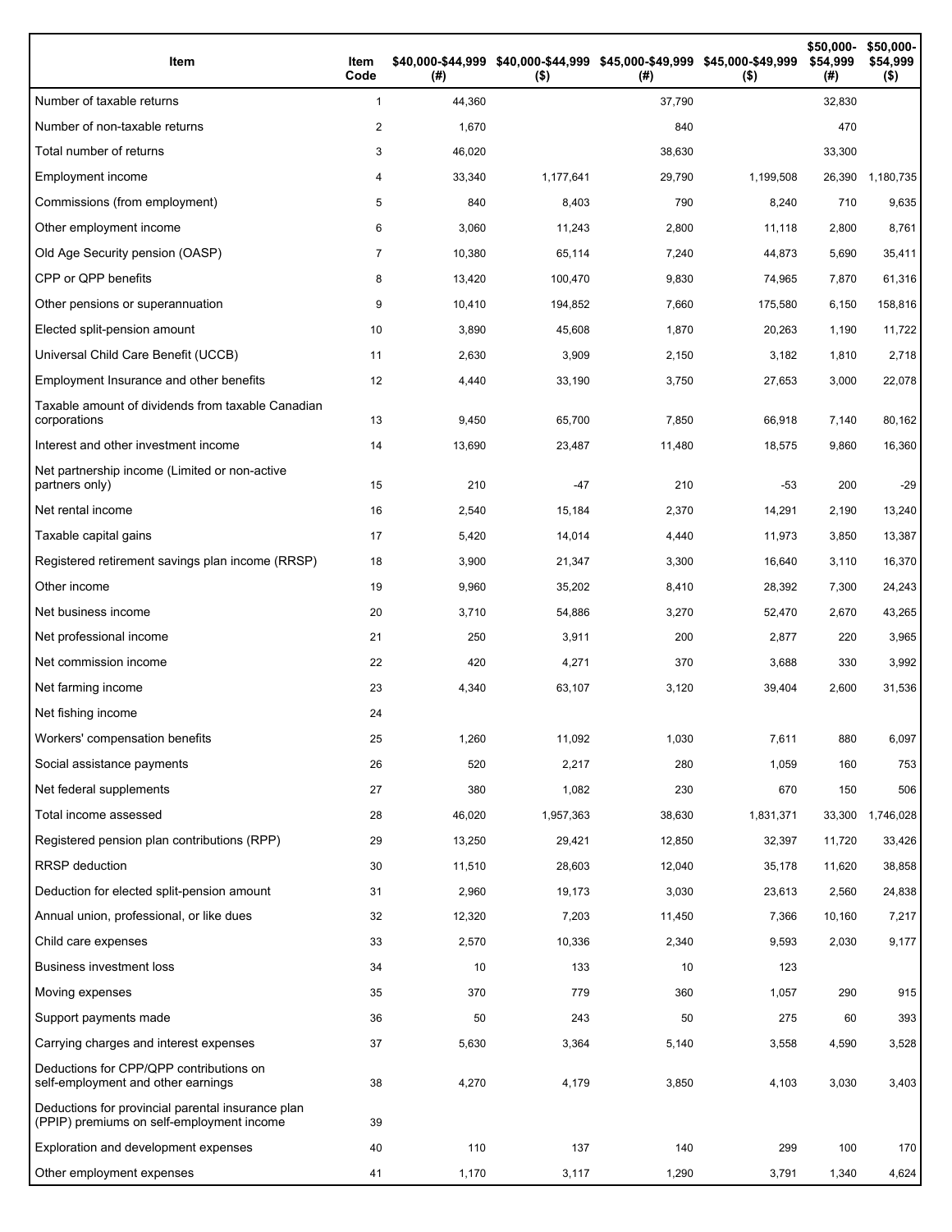| Item | Item Code | $40,000-$44,999 (#) | $40,000-$44,999 ($) | $45,000-$49,999 (#) | $45,000-$49,999 ($) | $50,000-$54,999 (#) | $50,000-$54,999 ($) |
|---|---|---|---|---|---|---|---|
| Number of taxable returns | 1 | 44,360 | | 37,790 | | 32,830 | |
| Number of non-taxable returns | 2 | 1,670 | | 840 | | 470 | |
| Total number of returns | 3 | 46,020 | | 38,630 | | 33,300 | |
| Employment income | 4 | 33,340 | 1,177,641 | 29,790 | 1,199,508 | 26,390 | 1,180,735 |
| Commissions (from employment) | 5 | 840 | 8,403 | 790 | 8,240 | 710 | 9,635 |
| Other employment income | 6 | 3,060 | 11,243 | 2,800 | 11,118 | 2,800 | 8,761 |
| Old Age Security pension (OASP) | 7 | 10,380 | 65,114 | 7,240 | 44,873 | 5,690 | 35,411 |
| CPP or QPP benefits | 8 | 13,420 | 100,470 | 9,830 | 74,965 | 7,870 | 61,316 |
| Other pensions or superannuation | 9 | 10,410 | 194,852 | 7,660 | 175,580 | 6,150 | 158,816 |
| Elected split-pension amount | 10 | 3,890 | 45,608 | 1,870 | 20,263 | 1,190 | 11,722 |
| Universal Child Care Benefit (UCCB) | 11 | 2,630 | 3,909 | 2,150 | 3,182 | 1,810 | 2,718 |
| Employment Insurance and other benefits | 12 | 4,440 | 33,190 | 3,750 | 27,653 | 3,000 | 22,078 |
| Taxable amount of dividends from taxable Canadian corporations | 13 | 9,450 | 65,700 | 7,850 | 66,918 | 7,140 | 80,162 |
| Interest and other investment income | 14 | 13,690 | 23,487 | 11,480 | 18,575 | 9,860 | 16,360 |
| Net partnership income (Limited or non-active partners only) | 15 | 210 | -47 | 210 | -53 | 200 | -29 |
| Net rental income | 16 | 2,540 | 15,184 | 2,370 | 14,291 | 2,190 | 13,240 |
| Taxable capital gains | 17 | 5,420 | 14,014 | 4,440 | 11,973 | 3,850 | 13,387 |
| Registered retirement savings plan income (RRSP) | 18 | 3,900 | 21,347 | 3,300 | 16,640 | 3,110 | 16,370 |
| Other income | 19 | 9,960 | 35,202 | 8,410 | 28,392 | 7,300 | 24,243 |
| Net business income | 20 | 3,710 | 54,886 | 3,270 | 52,470 | 2,670 | 43,265 |
| Net professional income | 21 | 250 | 3,911 | 200 | 2,877 | 220 | 3,965 |
| Net commission income | 22 | 420 | 4,271 | 370 | 3,688 | 330 | 3,992 |
| Net farming income | 23 | 4,340 | 63,107 | 3,120 | 39,404 | 2,600 | 31,536 |
| Net fishing income | 24 | | | | | | |
| Workers' compensation benefits | 25 | 1,260 | 11,092 | 1,030 | 7,611 | 880 | 6,097 |
| Social assistance payments | 26 | 520 | 2,217 | 280 | 1,059 | 160 | 753 |
| Net federal supplements | 27 | 380 | 1,082 | 230 | 670 | 150 | 506 |
| Total income assessed | 28 | 46,020 | 1,957,363 | 38,630 | 1,831,371 | 33,300 | 1,746,028 |
| Registered pension plan contributions (RPP) | 29 | 13,250 | 29,421 | 12,850 | 32,397 | 11,720 | 33,426 |
| RRSP deduction | 30 | 11,510 | 28,603 | 12,040 | 35,178 | 11,620 | 38,858 |
| Deduction for elected split-pension amount | 31 | 2,960 | 19,173 | 3,030 | 23,613 | 2,560 | 24,838 |
| Annual union, professional, or like dues | 32 | 12,320 | 7,203 | 11,450 | 7,366 | 10,160 | 7,217 |
| Child care expenses | 33 | 2,570 | 10,336 | 2,340 | 9,593 | 2,030 | 9,177 |
| Business investment loss | 34 | 10 | 133 | 10 | 123 | | |
| Moving expenses | 35 | 370 | 779 | 360 | 1,057 | 290 | 915 |
| Support payments made | 36 | 50 | 243 | 50 | 275 | 60 | 393 |
| Carrying charges and interest expenses | 37 | 5,630 | 3,364 | 5,140 | 3,558 | 4,590 | 3,528 |
| Deductions for CPP/QPP contributions on self-employment and other earnings | 38 | 4,270 | 4,179 | 3,850 | 4,103 | 3,030 | 3,403 |
| Deductions for provincial parental insurance plan (PPIP) premiums on self-employment income | 39 | | | | | | |
| Exploration and development expenses | 40 | 110 | 137 | 140 | 299 | 100 | 170 |
| Other employment expenses | 41 | 1,170 | 3,117 | 1,290 | 3,791 | 1,340 | 4,624 |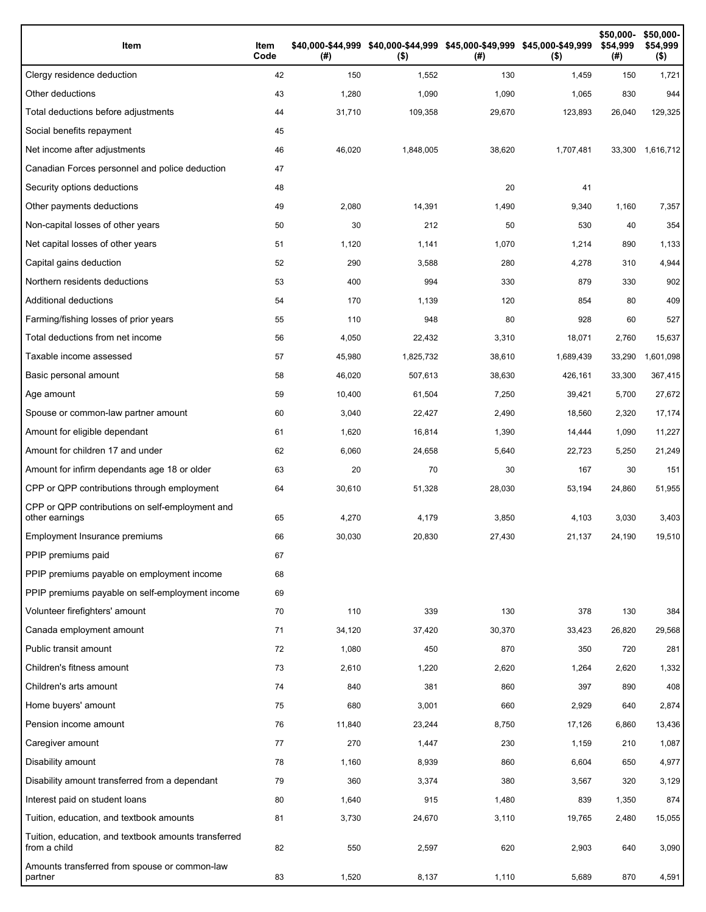| Item | Item Code | $40,000-$44,999 (#) | $40,000-$44,999 ($) | $45,000-$49,999 (#) | $45,000-$49,999 ($) | $50,000-$54,999 (#) | $50,000-$54,999 ($) |
|---|---|---|---|---|---|---|---|
| Clergy residence deduction | 42 | 150 | 1,552 | 130 | 1,459 | 150 | 1,721 |
| Other deductions | 43 | 1,280 | 1,090 | 1,090 | 1,065 | 830 | 944 |
| Total deductions before adjustments | 44 | 31,710 | 109,358 | 29,670 | 123,893 | 26,040 | 129,325 |
| Social benefits repayment | 45 | | | | | | |
| Net income after adjustments | 46 | 46,020 | 1,848,005 | 38,620 | 1,707,481 | 33,300 | 1,616,712 |
| Canadian Forces personnel and police deduction | 47 | | | | | | |
| Security options deductions | 48 | | | 20 | 41 | | |
| Other payments deductions | 49 | 2,080 | 14,391 | 1,490 | 9,340 | 1,160 | 7,357 |
| Non-capital losses of other years | 50 | 30 | 212 | 50 | 530 | 40 | 354 |
| Net capital losses of other years | 51 | 1,120 | 1,141 | 1,070 | 1,214 | 890 | 1,133 |
| Capital gains deduction | 52 | 290 | 3,588 | 280 | 4,278 | 310 | 4,944 |
| Northern residents deductions | 53 | 400 | 994 | 330 | 879 | 330 | 902 |
| Additional deductions | 54 | 170 | 1,139 | 120 | 854 | 80 | 409 |
| Farming/fishing losses of prior years | 55 | 110 | 948 | 80 | 928 | 60 | 527 |
| Total deductions from net income | 56 | 4,050 | 22,432 | 3,310 | 18,071 | 2,760 | 15,637 |
| Taxable income assessed | 57 | 45,980 | 1,825,732 | 38,610 | 1,689,439 | 33,290 | 1,601,098 |
| Basic personal amount | 58 | 46,020 | 507,613 | 38,630 | 426,161 | 33,300 | 367,415 |
| Age amount | 59 | 10,400 | 61,504 | 7,250 | 39,421 | 5,700 | 27,672 |
| Spouse or common-law partner amount | 60 | 3,040 | 22,427 | 2,490 | 18,560 | 2,320 | 17,174 |
| Amount for eligible dependant | 61 | 1,620 | 16,814 | 1,390 | 14,444 | 1,090 | 11,227 |
| Amount for children 17 and under | 62 | 6,060 | 24,658 | 5,640 | 22,723 | 5,250 | 21,249 |
| Amount for infirm dependants age 18 or older | 63 | 20 | 70 | 30 | 167 | 30 | 151 |
| CPP or QPP contributions through employment | 64 | 30,610 | 51,328 | 28,030 | 53,194 | 24,860 | 51,955 |
| CPP or QPP contributions on self-employment and other earnings | 65 | 4,270 | 4,179 | 3,850 | 4,103 | 3,030 | 3,403 |
| Employment Insurance premiums | 66 | 30,030 | 20,830 | 27,430 | 21,137 | 24,190 | 19,510 |
| PPIP premiums paid | 67 | | | | | | |
| PPIP premiums payable on employment income | 68 | | | | | | |
| PPIP premiums payable on self-employment income | 69 | | | | | | |
| Volunteer firefighters' amount | 70 | 110 | 339 | 130 | 378 | 130 | 384 |
| Canada employment amount | 71 | 34,120 | 37,420 | 30,370 | 33,423 | 26,820 | 29,568 |
| Public transit amount | 72 | 1,080 | 450 | 870 | 350 | 720 | 281 |
| Children's fitness amount | 73 | 2,610 | 1,220 | 2,620 | 1,264 | 2,620 | 1,332 |
| Children's arts amount | 74 | 840 | 381 | 860 | 397 | 890 | 408 |
| Home buyers' amount | 75 | 680 | 3,001 | 660 | 2,929 | 640 | 2,874 |
| Pension income amount | 76 | 11,840 | 23,244 | 8,750 | 17,126 | 6,860 | 13,436 |
| Caregiver amount | 77 | 270 | 1,447 | 230 | 1,159 | 210 | 1,087 |
| Disability amount | 78 | 1,160 | 8,939 | 860 | 6,604 | 650 | 4,977 |
| Disability amount transferred from a dependant | 79 | 360 | 3,374 | 380 | 3,567 | 320 | 3,129 |
| Interest paid on student loans | 80 | 1,640 | 915 | 1,480 | 839 | 1,350 | 874 |
| Tuition, education, and textbook amounts | 81 | 3,730 | 24,670 | 3,110 | 19,765 | 2,480 | 15,055 |
| Tuition, education, and textbook amounts transferred from a child | 82 | 550 | 2,597 | 620 | 2,903 | 640 | 3,090 |
| Amounts transferred from spouse or common-law partner | 83 | 1,520 | 8,137 | 1,110 | 5,689 | 870 | 4,591 |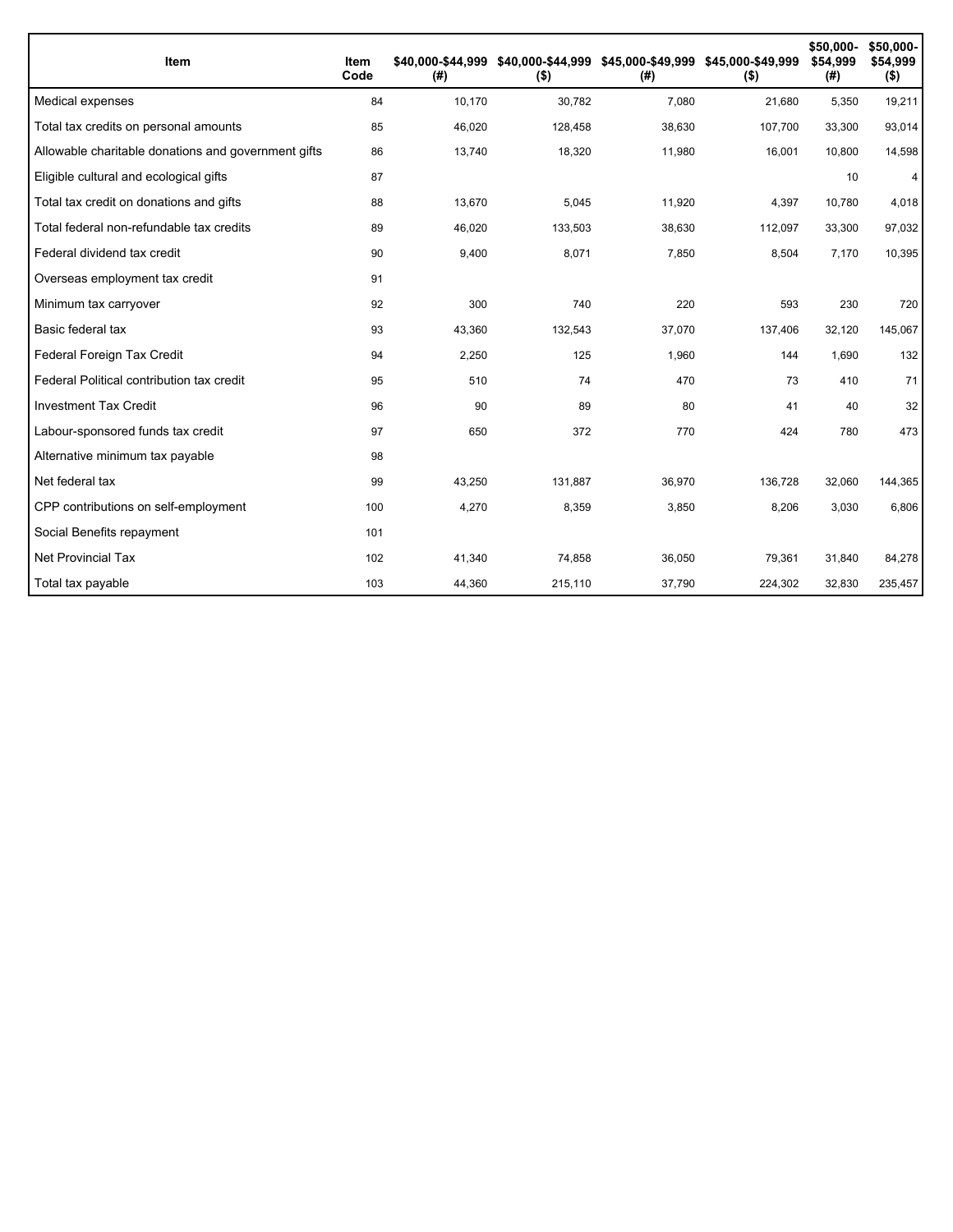| Item | Item Code | $40,000-$44,999 (#) | $40,000-$44,999 ($) | $45,000-$49,999 (#) | $45,000-$49,999 ($) | $50,000-$54,999 (#) | $50,000-$54,999 ($) |
|---|---|---|---|---|---|---|---|
| Medical expenses | 84 | 10,170 | 30,782 | 7,080 | 21,680 | 5,350 | 19,211 |
| Total tax credits on personal amounts | 85 | 46,020 | 128,458 | 38,630 | 107,700 | 33,300 | 93,014 |
| Allowable charitable donations and government gifts | 86 | 13,740 | 18,320 | 11,980 | 16,001 | 10,800 | 14,598 |
| Eligible cultural and ecological gifts | 87 | | | | | 10 | 4 |
| Total tax credit on donations and gifts | 88 | 13,670 | 5,045 | 11,920 | 4,397 | 10,780 | 4,018 |
| Total federal non-refundable tax credits | 89 | 46,020 | 133,503 | 38,630 | 112,097 | 33,300 | 97,032 |
| Federal dividend tax credit | 90 | 9,400 | 8,071 | 7,850 | 8,504 | 7,170 | 10,395 |
| Overseas employment tax credit | 91 | | | | | | |
| Minimum tax carryover | 92 | 300 | 740 | 220 | 593 | 230 | 720 |
| Basic federal tax | 93 | 43,360 | 132,543 | 37,070 | 137,406 | 32,120 | 145,067 |
| Federal Foreign Tax Credit | 94 | 2,250 | 125 | 1,960 | 144 | 1,690 | 132 |
| Federal Political contribution tax credit | 95 | 510 | 74 | 470 | 73 | 410 | 71 |
| Investment Tax Credit | 96 | 90 | 89 | 80 | 41 | 40 | 32 |
| Labour-sponsored funds tax credit | 97 | 650 | 372 | 770 | 424 | 780 | 473 |
| Alternative minimum tax payable | 98 | | | | | | |
| Net federal tax | 99 | 43,250 | 131,887 | 36,970 | 136,728 | 32,060 | 144,365 |
| CPP contributions on self-employment | 100 | 4,270 | 8,359 | 3,850 | 8,206 | 3,030 | 6,806 |
| Social Benefits repayment | 101 | | | | | | |
| Net Provincial Tax | 102 | 41,340 | 74,858 | 36,050 | 79,361 | 31,840 | 84,278 |
| Total tax payable | 103 | 44,360 | 215,110 | 37,790 | 224,302 | 32,830 | 235,457 |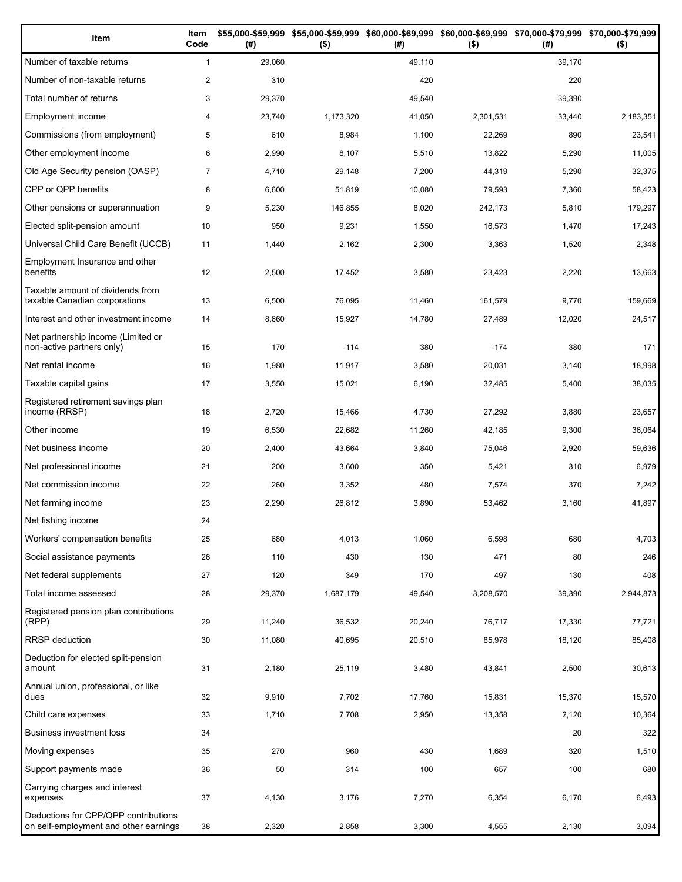| Item | Item Code | $55,000-$59,999 (#) | $55,000-$59,999 ($) | $60,000-$69,999 (#) | $60,000-$69,999 ($) | $70,000-$79,999 (#) | $70,000-$79,999 ($) |
|---|---|---|---|---|---|---|---|
| Number of taxable returns | 1 | 29,060 | | 49,110 | | 39,170 | |
| Number of non-taxable returns | 2 | 310 | | 420 | | 220 | |
| Total number of returns | 3 | 29,370 | | 49,540 | | 39,390 | |
| Employment income | 4 | 23,740 | 1,173,320 | 41,050 | 2,301,531 | 33,440 | 2,183,351 |
| Commissions (from employment) | 5 | 610 | 8,984 | 1,100 | 22,269 | 890 | 23,541 |
| Other employment income | 6 | 2,990 | 8,107 | 5,510 | 13,822 | 5,290 | 11,005 |
| Old Age Security pension (OASP) | 7 | 4,710 | 29,148 | 7,200 | 44,319 | 5,290 | 32,375 |
| CPP or QPP benefits | 8 | 6,600 | 51,819 | 10,080 | 79,593 | 7,360 | 58,423 |
| Other pensions or superannuation | 9 | 5,230 | 146,855 | 8,020 | 242,173 | 5,810 | 179,297 |
| Elected split-pension amount | 10 | 950 | 9,231 | 1,550 | 16,573 | 1,470 | 17,243 |
| Universal Child Care Benefit (UCCB) | 11 | 1,440 | 2,162 | 2,300 | 3,363 | 1,520 | 2,348 |
| Employment Insurance and other benefits | 12 | 2,500 | 17,452 | 3,580 | 23,423 | 2,220 | 13,663 |
| Taxable amount of dividends from taxable Canadian corporations | 13 | 6,500 | 76,095 | 11,460 | 161,579 | 9,770 | 159,669 |
| Interest and other investment income | 14 | 8,660 | 15,927 | 14,780 | 27,489 | 12,020 | 24,517 |
| Net partnership income (Limited or non-active partners only) | 15 | 170 | -114 | 380 | -174 | 380 | 171 |
| Net rental income | 16 | 1,980 | 11,917 | 3,580 | 20,031 | 3,140 | 18,998 |
| Taxable capital gains | 17 | 3,550 | 15,021 | 6,190 | 32,485 | 5,400 | 38,035 |
| Registered retirement savings plan income (RRSP) | 18 | 2,720 | 15,466 | 4,730 | 27,292 | 3,880 | 23,657 |
| Other income | 19 | 6,530 | 22,682 | 11,260 | 42,185 | 9,300 | 36,064 |
| Net business income | 20 | 2,400 | 43,664 | 3,840 | 75,046 | 2,920 | 59,636 |
| Net professional income | 21 | 200 | 3,600 | 350 | 5,421 | 310 | 6,979 |
| Net commission income | 22 | 260 | 3,352 | 480 | 7,574 | 370 | 7,242 |
| Net farming income | 23 | 2,290 | 26,812 | 3,890 | 53,462 | 3,160 | 41,897 |
| Net fishing income | 24 | | | | | | |
| Workers' compensation benefits | 25 | 680 | 4,013 | 1,060 | 6,598 | 680 | 4,703 |
| Social assistance payments | 26 | 110 | 430 | 130 | 471 | 80 | 246 |
| Net federal supplements | 27 | 120 | 349 | 170 | 497 | 130 | 408 |
| Total income assessed | 28 | 29,370 | 1,687,179 | 49,540 | 3,208,570 | 39,390 | 2,944,873 |
| Registered pension plan contributions (RPP) | 29 | 11,240 | 36,532 | 20,240 | 76,717 | 17,330 | 77,721 |
| RRSP deduction | 30 | 11,080 | 40,695 | 20,510 | 85,978 | 18,120 | 85,408 |
| Deduction for elected split-pension amount | 31 | 2,180 | 25,119 | 3,480 | 43,841 | 2,500 | 30,613 |
| Annual union, professional, or like dues | 32 | 9,910 | 7,702 | 17,760 | 15,831 | 15,370 | 15,570 |
| Child care expenses | 33 | 1,710 | 7,708 | 2,950 | 13,358 | 2,120 | 10,364 |
| Business investment loss | 34 | | | | | 20 | 322 |
| Moving expenses | 35 | 270 | 960 | 430 | 1,689 | 320 | 1,510 |
| Support payments made | 36 | 50 | 314 | 100 | 657 | 100 | 680 |
| Carrying charges and interest expenses | 37 | 4,130 | 3,176 | 7,270 | 6,354 | 6,170 | 6,493 |
| Deductions for CPP/QPP contributions on self-employment and other earnings | 38 | 2,320 | 2,858 | 3,300 | 4,555 | 2,130 | 3,094 |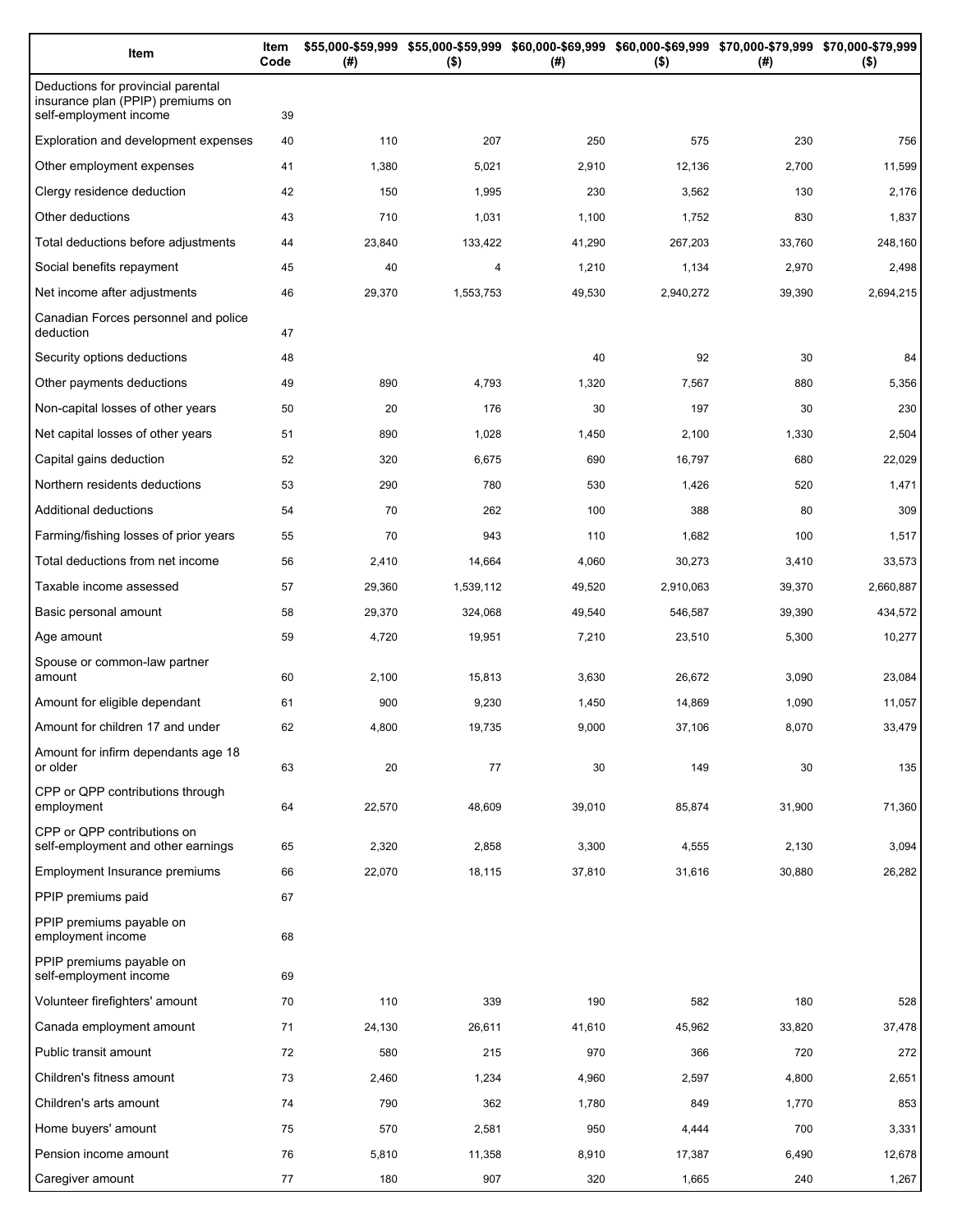| Item | Item Code | $55,000-$59,999 (#) | $55,000-$59,999 ($) | $60,000-$69,999 (#) | $60,000-$69,999 ($) | $70,000-$79,999 (#) | $70,000-$79,999 ($) |
|---|---|---|---|---|---|---|---|
| Deductions for provincial parental insurance plan (PPIP) premiums on self-employment income | 39 | | | | | | |
| Exploration and development expenses | 40 | 110 | 207 | 250 | 575 | 230 | 756 |
| Other employment expenses | 41 | 1,380 | 5,021 | 2,910 | 12,136 | 2,700 | 11,599 |
| Clergy residence deduction | 42 | 150 | 1,995 | 230 | 3,562 | 130 | 2,176 |
| Other deductions | 43 | 710 | 1,031 | 1,100 | 1,752 | 830 | 1,837 |
| Total deductions before adjustments | 44 | 23,840 | 133,422 | 41,290 | 267,203 | 33,760 | 248,160 |
| Social benefits repayment | 45 | 40 | 4 | 1,210 | 1,134 | 2,970 | 2,498 |
| Net income after adjustments | 46 | 29,370 | 1,553,753 | 49,530 | 2,940,272 | 39,390 | 2,694,215 |
| Canadian Forces personnel and police deduction | 47 | | | | | | |
| Security options deductions | 48 | | | 40 | 92 | 30 | 84 |
| Other payments deductions | 49 | 890 | 4,793 | 1,320 | 7,567 | 880 | 5,356 |
| Non-capital losses of other years | 50 | 20 | 176 | 30 | 197 | 30 | 230 |
| Net capital losses of other years | 51 | 890 | 1,028 | 1,450 | 2,100 | 1,330 | 2,504 |
| Capital gains deduction | 52 | 320 | 6,675 | 690 | 16,797 | 680 | 22,029 |
| Northern residents deductions | 53 | 290 | 780 | 530 | 1,426 | 520 | 1,471 |
| Additional deductions | 54 | 70 | 262 | 100 | 388 | 80 | 309 |
| Farming/fishing losses of prior years | 55 | 70 | 943 | 110 | 1,682 | 100 | 1,517 |
| Total deductions from net income | 56 | 2,410 | 14,664 | 4,060 | 30,273 | 3,410 | 33,573 |
| Taxable income assessed | 57 | 29,360 | 1,539,112 | 49,520 | 2,910,063 | 39,370 | 2,660,887 |
| Basic personal amount | 58 | 29,370 | 324,068 | 49,540 | 546,587 | 39,390 | 434,572 |
| Age amount | 59 | 4,720 | 19,951 | 7,210 | 23,510 | 5,300 | 10,277 |
| Spouse or common-law partner amount | 60 | 2,100 | 15,813 | 3,630 | 26,672 | 3,090 | 23,084 |
| Amount for eligible dependant | 61 | 900 | 9,230 | 1,450 | 14,869 | 1,090 | 11,057 |
| Amount for children 17 and under | 62 | 4,800 | 19,735 | 9,000 | 37,106 | 8,070 | 33,479 |
| Amount for infirm dependants age 18 or older | 63 | 20 | 77 | 30 | 149 | 30 | 135 |
| CPP or QPP contributions through employment | 64 | 22,570 | 48,609 | 39,010 | 85,874 | 31,900 | 71,360 |
| CPP or QPP contributions on self-employment and other earnings | 65 | 2,320 | 2,858 | 3,300 | 4,555 | 2,130 | 3,094 |
| Employment Insurance premiums | 66 | 22,070 | 18,115 | 37,810 | 31,616 | 30,880 | 26,282 |
| PPIP premiums paid | 67 | | | | | | |
| PPIP premiums payable on employment income | 68 | | | | | | |
| PPIP premiums payable on self-employment income | 69 | | | | | | |
| Volunteer firefighters' amount | 70 | 110 | 339 | 190 | 582 | 180 | 528 |
| Canada employment amount | 71 | 24,130 | 26,611 | 41,610 | 45,962 | 33,820 | 37,478 |
| Public transit amount | 72 | 580 | 215 | 970 | 366 | 720 | 272 |
| Children's fitness amount | 73 | 2,460 | 1,234 | 4,960 | 2,597 | 4,800 | 2,651 |
| Children's arts amount | 74 | 790 | 362 | 1,780 | 849 | 1,770 | 853 |
| Home buyers' amount | 75 | 570 | 2,581 | 950 | 4,444 | 700 | 3,331 |
| Pension income amount | 76 | 5,810 | 11,358 | 8,910 | 17,387 | 6,490 | 12,678 |
| Caregiver amount | 77 | 180 | 907 | 320 | 1,665 | 240 | 1,267 |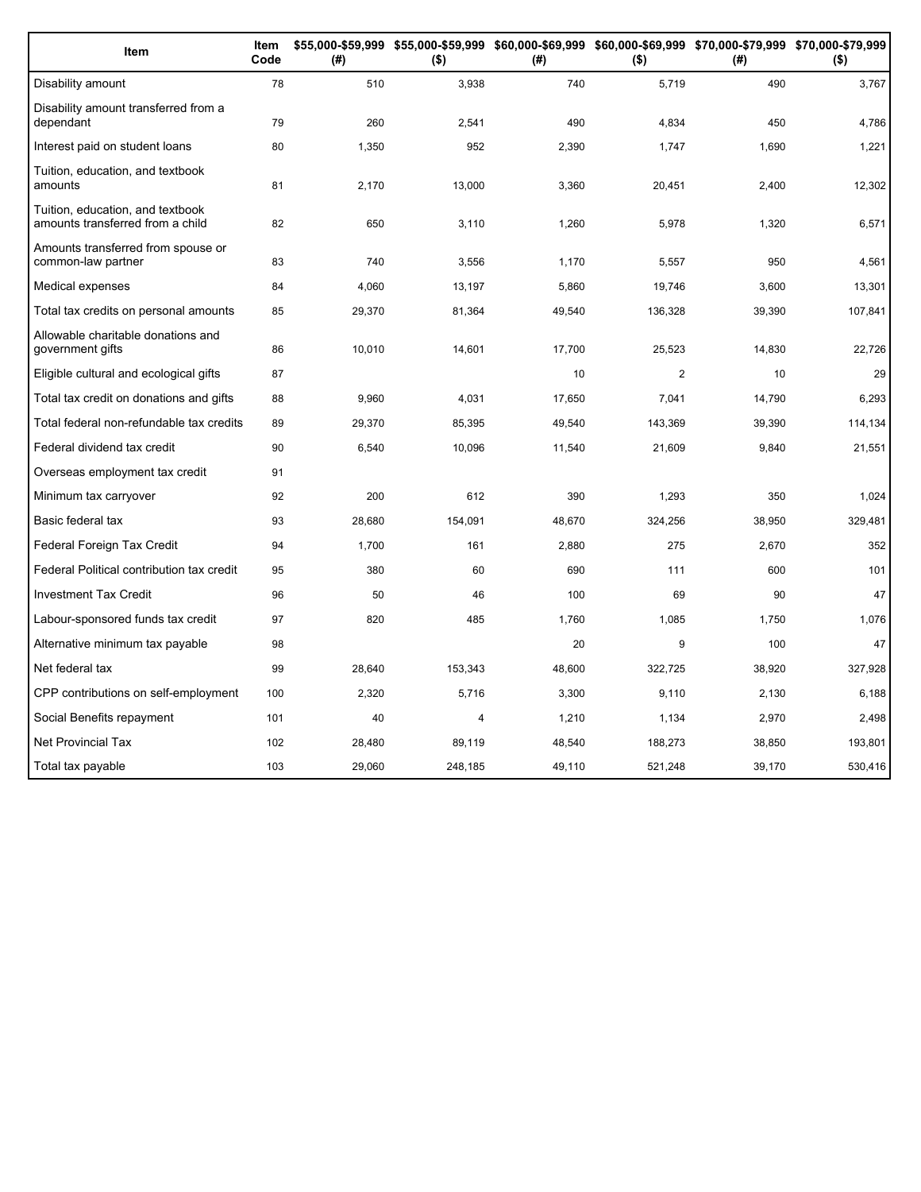| Item | Item Code | $55,000-$59,999 (#) | $55,000-$59,999 ($) | $60,000-$69,999 (#) | $60,000-$69,999 ($) | $70,000-$79,999 (#) | $70,000-$79,999 ($) |
|---|---|---|---|---|---|---|---|
| Disability amount | 78 | 510 | 3,938 | 740 | 5,719 | 490 | 3,767 |
| Disability amount transferred from a dependant | 79 | 260 | 2,541 | 490 | 4,834 | 450 | 4,786 |
| Interest paid on student loans | 80 | 1,350 | 952 | 2,390 | 1,747 | 1,690 | 1,221 |
| Tuition, education, and textbook amounts | 81 | 2,170 | 13,000 | 3,360 | 20,451 | 2,400 | 12,302 |
| Tuition, education, and textbook amounts transferred from a child | 82 | 650 | 3,110 | 1,260 | 5,978 | 1,320 | 6,571 |
| Amounts transferred from spouse or common-law partner | 83 | 740 | 3,556 | 1,170 | 5,557 | 950 | 4,561 |
| Medical expenses | 84 | 4,060 | 13,197 | 5,860 | 19,746 | 3,600 | 13,301 |
| Total tax credits on personal amounts | 85 | 29,370 | 81,364 | 49,540 | 136,328 | 39,390 | 107,841 |
| Allowable charitable donations and government gifts | 86 | 10,010 | 14,601 | 17,700 | 25,523 | 14,830 | 22,726 |
| Eligible cultural and ecological gifts | 87 | | | 10 | 2 | 10 | 29 |
| Total tax credit on donations and gifts | 88 | 9,960 | 4,031 | 17,650 | 7,041 | 14,790 | 6,293 |
| Total federal non-refundable tax credits | 89 | 29,370 | 85,395 | 49,540 | 143,369 | 39,390 | 114,134 |
| Federal dividend tax credit | 90 | 6,540 | 10,096 | 11,540 | 21,609 | 9,840 | 21,551 |
| Overseas employment tax credit | 91 | | | | | | |
| Minimum tax carryover | 92 | 200 | 612 | 390 | 1,293 | 350 | 1,024 |
| Basic federal tax | 93 | 28,680 | 154,091 | 48,670 | 324,256 | 38,950 | 329,481 |
| Federal Foreign Tax Credit | 94 | 1,700 | 161 | 2,880 | 275 | 2,670 | 352 |
| Federal Political contribution tax credit | 95 | 380 | 60 | 690 | 111 | 600 | 101 |
| Investment Tax Credit | 96 | 50 | 46 | 100 | 69 | 90 | 47 |
| Labour-sponsored funds tax credit | 97 | 820 | 485 | 1,760 | 1,085 | 1,750 | 1,076 |
| Alternative minimum tax payable | 98 | | | 20 | 9 | 100 | 47 |
| Net federal tax | 99 | 28,640 | 153,343 | 48,600 | 322,725 | 38,920 | 327,928 |
| CPP contributions on self-employment | 100 | 2,320 | 5,716 | 3,300 | 9,110 | 2,130 | 6,188 |
| Social Benefits repayment | 101 | 40 | 4 | 1,210 | 1,134 | 2,970 | 2,498 |
| Net Provincial Tax | 102 | 28,480 | 89,119 | 48,540 | 188,273 | 38,850 | 193,801 |
| Total tax payable | 103 | 29,060 | 248,185 | 49,110 | 521,248 | 39,170 | 530,416 |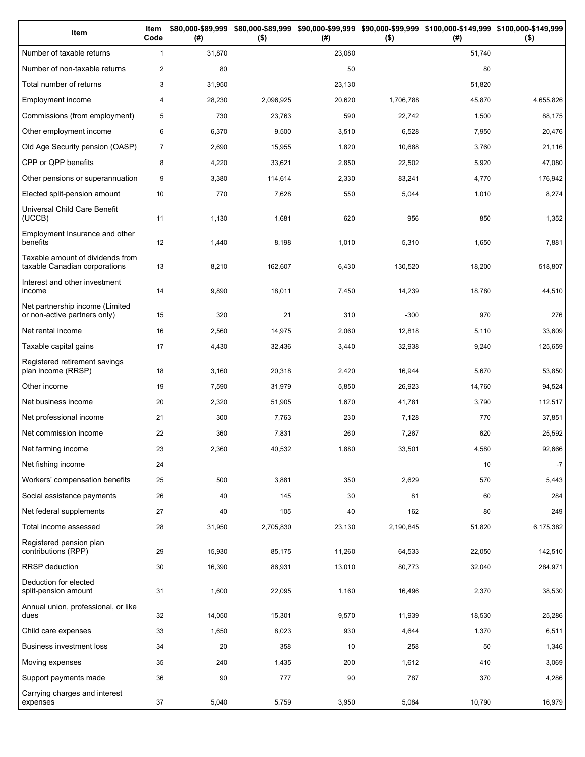| Item | Item Code | $80,000-$89,999 (#) | $80,000-$89,999 ($) | $90,000-$99,999 (#) | $90,000-$99,999 ($) | $100,000-$149,999 (#) | $100,000-$149,999 ($) |
|---|---|---|---|---|---|---|---|
| Number of taxable returns | 1 | 31,870 | | 23,080 | | 51,740 | |
| Number of non-taxable returns | 2 | 80 | | 50 | | 80 | |
| Total number of returns | 3 | 31,950 | | 23,130 | | 51,820 | |
| Employment income | 4 | 28,230 | 2,096,925 | 20,620 | 1,706,788 | 45,870 | 4,655,826 |
| Commissions (from employment) | 5 | 730 | 23,763 | 590 | 22,742 | 1,500 | 88,175 |
| Other employment income | 6 | 6,370 | 9,500 | 3,510 | 6,528 | 7,950 | 20,476 |
| Old Age Security pension (OASP) | 7 | 2,690 | 15,955 | 1,820 | 10,688 | 3,760 | 21,116 |
| CPP or QPP benefits | 8 | 4,220 | 33,621 | 2,850 | 22,502 | 5,920 | 47,080 |
| Other pensions or superannuation | 9 | 3,380 | 114,614 | 2,330 | 83,241 | 4,770 | 176,942 |
| Elected split-pension amount | 10 | 770 | 7,628 | 550 | 5,044 | 1,010 | 8,274 |
| Universal Child Care Benefit (UCCB) | 11 | 1,130 | 1,681 | 620 | 956 | 850 | 1,352 |
| Employment Insurance and other benefits | 12 | 1,440 | 8,198 | 1,010 | 5,310 | 1,650 | 7,881 |
| Taxable amount of dividends from taxable Canadian corporations | 13 | 8,210 | 162,607 | 6,430 | 130,520 | 18,200 | 518,807 |
| Interest and other investment income | 14 | 9,890 | 18,011 | 7,450 | 14,239 | 18,780 | 44,510 |
| Net partnership income (Limited or non-active partners only) | 15 | 320 | 21 | 310 | -300 | 970 | 276 |
| Net rental income | 16 | 2,560 | 14,975 | 2,060 | 12,818 | 5,110 | 33,609 |
| Taxable capital gains | 17 | 4,430 | 32,436 | 3,440 | 32,938 | 9,240 | 125,659 |
| Registered retirement savings plan income (RRSP) | 18 | 3,160 | 20,318 | 2,420 | 16,944 | 5,670 | 53,850 |
| Other income | 19 | 7,590 | 31,979 | 5,850 | 26,923 | 14,760 | 94,524 |
| Net business income | 20 | 2,320 | 51,905 | 1,670 | 41,781 | 3,790 | 112,517 |
| Net professional income | 21 | 300 | 7,763 | 230 | 7,128 | 770 | 37,851 |
| Net commission income | 22 | 360 | 7,831 | 260 | 7,267 | 620 | 25,592 |
| Net farming income | 23 | 2,360 | 40,532 | 1,880 | 33,501 | 4,580 | 92,666 |
| Net fishing income | 24 | | | | | 10 | -7 |
| Workers' compensation benefits | 25 | 500 | 3,881 | 350 | 2,629 | 570 | 5,443 |
| Social assistance payments | 26 | 40 | 145 | 30 | 81 | 60 | 284 |
| Net federal supplements | 27 | 40 | 105 | 40 | 162 | 80 | 249 |
| Total income assessed | 28 | 31,950 | 2,705,830 | 23,130 | 2,190,845 | 51,820 | 6,175,382 |
| Registered pension plan contributions (RPP) | 29 | 15,930 | 85,175 | 11,260 | 64,533 | 22,050 | 142,510 |
| RRSP deduction | 30 | 16,390 | 86,931 | 13,010 | 80,773 | 32,040 | 284,971 |
| Deduction for elected split-pension amount | 31 | 1,600 | 22,095 | 1,160 | 16,496 | 2,370 | 38,530 |
| Annual union, professional, or like dues | 32 | 14,050 | 15,301 | 9,570 | 11,939 | 18,530 | 25,286 |
| Child care expenses | 33 | 1,650 | 8,023 | 930 | 4,644 | 1,370 | 6,511 |
| Business investment loss | 34 | 20 | 358 | 10 | 258 | 50 | 1,346 |
| Moving expenses | 35 | 240 | 1,435 | 200 | 1,612 | 410 | 3,069 |
| Support payments made | 36 | 90 | 777 | 90 | 787 | 370 | 4,286 |
| Carrying charges and interest expenses | 37 | 5,040 | 5,759 | 3,950 | 5,084 | 10,790 | 16,979 |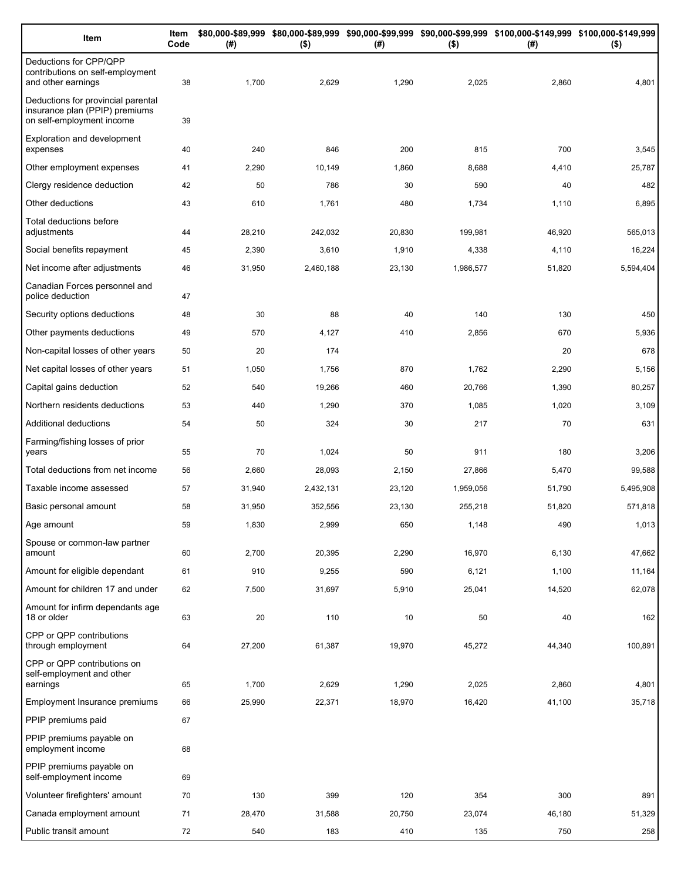| Item | Item Code | $80,000-$89,999 (#) | $80,000-$89,999 ($) | $90,000-$99,999 (#) | $90,000-$99,999 ($) | $100,000-$149,999 (#) | $100,000-$149,999 ($) |
|---|---|---|---|---|---|---|---|
| Deductions for CPP/QPP contributions on self-employment and other earnings | 38 | 1,700 | 2,629 | 1,290 | 2,025 | 2,860 | 4,801 |
| Deductions for provincial parental insurance plan (PPIP) premiums on self-employment income | 39 | | | | | | |
| Exploration and development expenses | 40 | 240 | 846 | 200 | 815 | 700 | 3,545 |
| Other employment expenses | 41 | 2,290 | 10,149 | 1,860 | 8,688 | 4,410 | 25,787 |
| Clergy residence deduction | 42 | 50 | 786 | 30 | 590 | 40 | 482 |
| Other deductions | 43 | 610 | 1,761 | 480 | 1,734 | 1,110 | 6,895 |
| Total deductions before adjustments | 44 | 28,210 | 242,032 | 20,830 | 199,981 | 46,920 | 565,013 |
| Social benefits repayment | 45 | 2,390 | 3,610 | 1,910 | 4,338 | 4,110 | 16,224 |
| Net income after adjustments | 46 | 31,950 | 2,460,188 | 23,130 | 1,986,577 | 51,820 | 5,594,404 |
| Canadian Forces personnel and police deduction | 47 | | | | | | |
| Security options deductions | 48 | 30 | 88 | 40 | 140 | 130 | 450 |
| Other payments deductions | 49 | 570 | 4,127 | 410 | 2,856 | 670 | 5,936 |
| Non-capital losses of other years | 50 | 20 | 174 | | | 20 | 678 |
| Net capital losses of other years | 51 | 1,050 | 1,756 | 870 | 1,762 | 2,290 | 5,156 |
| Capital gains deduction | 52 | 540 | 19,266 | 460 | 20,766 | 1,390 | 80,257 |
| Northern residents deductions | 53 | 440 | 1,290 | 370 | 1,085 | 1,020 | 3,109 |
| Additional deductions | 54 | 50 | 324 | 30 | 217 | 70 | 631 |
| Farming/fishing losses of prior years | 55 | 70 | 1,024 | 50 | 911 | 180 | 3,206 |
| Total deductions from net income | 56 | 2,660 | 28,093 | 2,150 | 27,866 | 5,470 | 99,588 |
| Taxable income assessed | 57 | 31,940 | 2,432,131 | 23,120 | 1,959,056 | 51,790 | 5,495,908 |
| Basic personal amount | 58 | 31,950 | 352,556 | 23,130 | 255,218 | 51,820 | 571,818 |
| Age amount | 59 | 1,830 | 2,999 | 650 | 1,148 | 490 | 1,013 |
| Spouse or common-law partner amount | 60 | 2,700 | 20,395 | 2,290 | 16,970 | 6,130 | 47,662 |
| Amount for eligible dependant | 61 | 910 | 9,255 | 590 | 6,121 | 1,100 | 11,164 |
| Amount for children 17 and under | 62 | 7,500 | 31,697 | 5,910 | 25,041 | 14,520 | 62,078 |
| Amount for infirm dependants age 18 or older | 63 | 20 | 110 | 10 | 50 | 40 | 162 |
| CPP or QPP contributions through employment | 64 | 27,200 | 61,387 | 19,970 | 45,272 | 44,340 | 100,891 |
| CPP or QPP contributions on self-employment and other earnings | 65 | 1,700 | 2,629 | 1,290 | 2,025 | 2,860 | 4,801 |
| Employment Insurance premiums | 66 | 25,990 | 22,371 | 18,970 | 16,420 | 41,100 | 35,718 |
| PPIP premiums paid | 67 | | | | | | |
| PPIP premiums payable on employment income | 68 | | | | | | |
| PPIP premiums payable on self-employment income | 69 | | | | | | |
| Volunteer firefighters' amount | 70 | 130 | 399 | 120 | 354 | 300 | 891 |
| Canada employment amount | 71 | 28,470 | 31,588 | 20,750 | 23,074 | 46,180 | 51,329 |
| Public transit amount | 72 | 540 | 183 | 410 | 135 | 750 | 258 |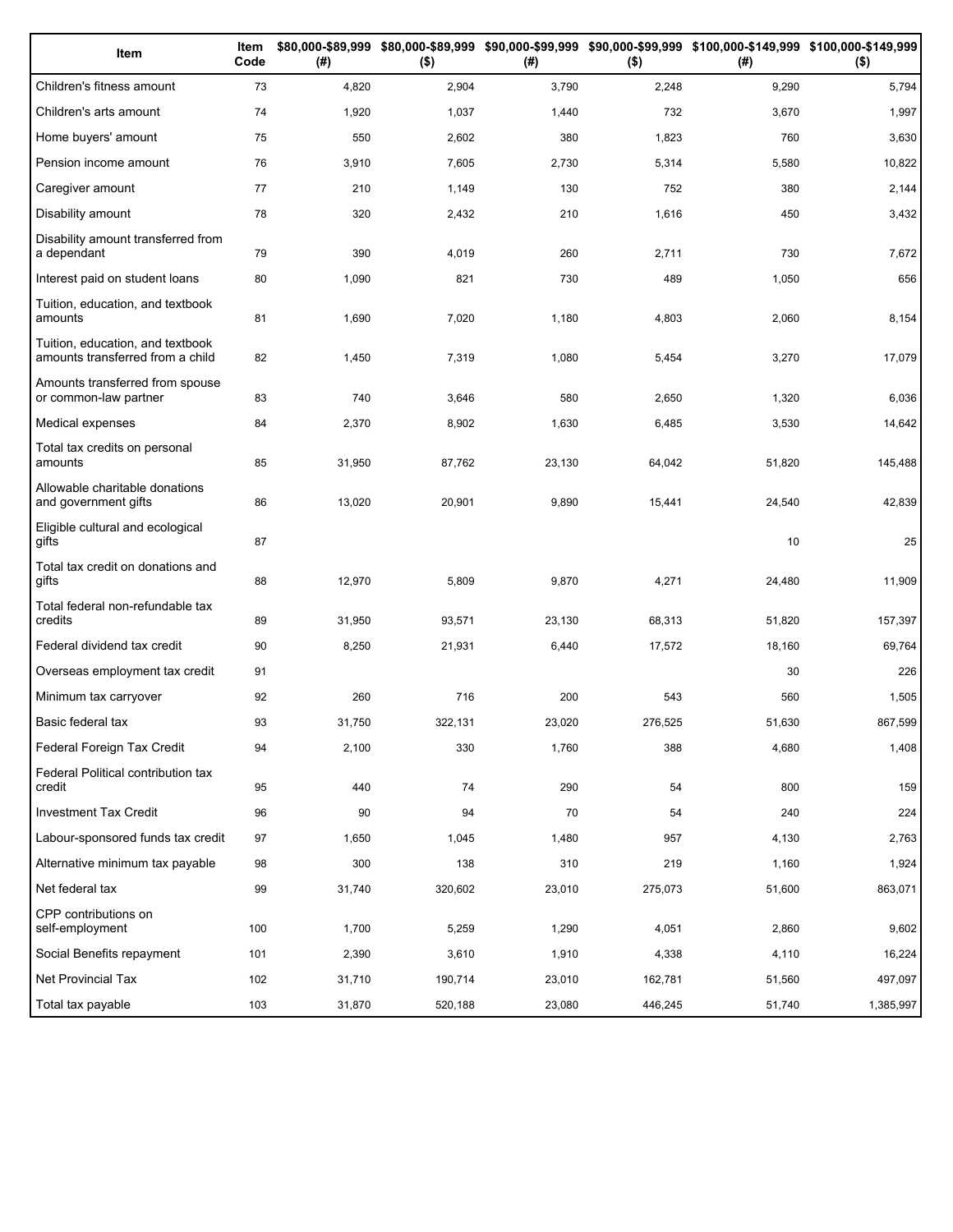| Item | Item Code | $80,000-$89,999 (#) | $80,000-$89,999 ($) | $90,000-$99,999 (#) | $90,000-$99,999 ($) | $100,000-$149,999 (#) | $100,000-$149,999 ($) |
|---|---|---|---|---|---|---|---|
| Children's fitness amount | 73 | 4,820 | 2,904 | 3,790 | 2,248 | 9,290 | 5,794 |
| Children's arts amount | 74 | 1,920 | 1,037 | 1,440 | 732 | 3,670 | 1,997 |
| Home buyers' amount | 75 | 550 | 2,602 | 380 | 1,823 | 760 | 3,630 |
| Pension income amount | 76 | 3,910 | 7,605 | 2,730 | 5,314 | 5,580 | 10,822 |
| Caregiver amount | 77 | 210 | 1,149 | 130 | 752 | 380 | 2,144 |
| Disability amount | 78 | 320 | 2,432 | 210 | 1,616 | 450 | 3,432 |
| Disability amount transferred from a dependant | 79 | 390 | 4,019 | 260 | 2,711 | 730 | 7,672 |
| Interest paid on student loans | 80 | 1,090 | 821 | 730 | 489 | 1,050 | 656 |
| Tuition, education, and textbook amounts | 81 | 1,690 | 7,020 | 1,180 | 4,803 | 2,060 | 8,154 |
| Tuition, education, and textbook amounts transferred from a child | 82 | 1,450 | 7,319 | 1,080 | 5,454 | 3,270 | 17,079 |
| Amounts transferred from spouse or common-law partner | 83 | 740 | 3,646 | 580 | 2,650 | 1,320 | 6,036 |
| Medical expenses | 84 | 2,370 | 8,902 | 1,630 | 6,485 | 3,530 | 14,642 |
| Total tax credits on personal amounts | 85 | 31,950 | 87,762 | 23,130 | 64,042 | 51,820 | 145,488 |
| Allowable charitable donations and government gifts | 86 | 13,020 | 20,901 | 9,890 | 15,441 | 24,540 | 42,839 |
| Eligible cultural and ecological gifts | 87 | | | | | 10 | 25 |
| Total tax credit on donations and gifts | 88 | 12,970 | 5,809 | 9,870 | 4,271 | 24,480 | 11,909 |
| Total federal non-refundable tax credits | 89 | 31,950 | 93,571 | 23,130 | 68,313 | 51,820 | 157,397 |
| Federal dividend tax credit | 90 | 8,250 | 21,931 | 6,440 | 17,572 | 18,160 | 69,764 |
| Overseas employment tax credit | 91 | | | | | 30 | 226 |
| Minimum tax carryover | 92 | 260 | 716 | 200 | 543 | 560 | 1,505 |
| Basic federal tax | 93 | 31,750 | 322,131 | 23,020 | 276,525 | 51,630 | 867,599 |
| Federal Foreign Tax Credit | 94 | 2,100 | 330 | 1,760 | 388 | 4,680 | 1,408 |
| Federal Political contribution tax credit | 95 | 440 | 74 | 290 | 54 | 800 | 159 |
| Investment Tax Credit | 96 | 90 | 94 | 70 | 54 | 240 | 224 |
| Labour-sponsored funds tax credit | 97 | 1,650 | 1,045 | 1,480 | 957 | 4,130 | 2,763 |
| Alternative minimum tax payable | 98 | 300 | 138 | 310 | 219 | 1,160 | 1,924 |
| Net federal tax | 99 | 31,740 | 320,602 | 23,010 | 275,073 | 51,600 | 863,071 |
| CPP contributions on self-employment | 100 | 1,700 | 5,259 | 1,290 | 4,051 | 2,860 | 9,602 |
| Social Benefits repayment | 101 | 2,390 | 3,610 | 1,910 | 4,338 | 4,110 | 16,224 |
| Net Provincial Tax | 102 | 31,710 | 190,714 | 23,010 | 162,781 | 51,560 | 497,097 |
| Total tax payable | 103 | 31,870 | 520,188 | 23,080 | 446,245 | 51,740 | 1,385,997 |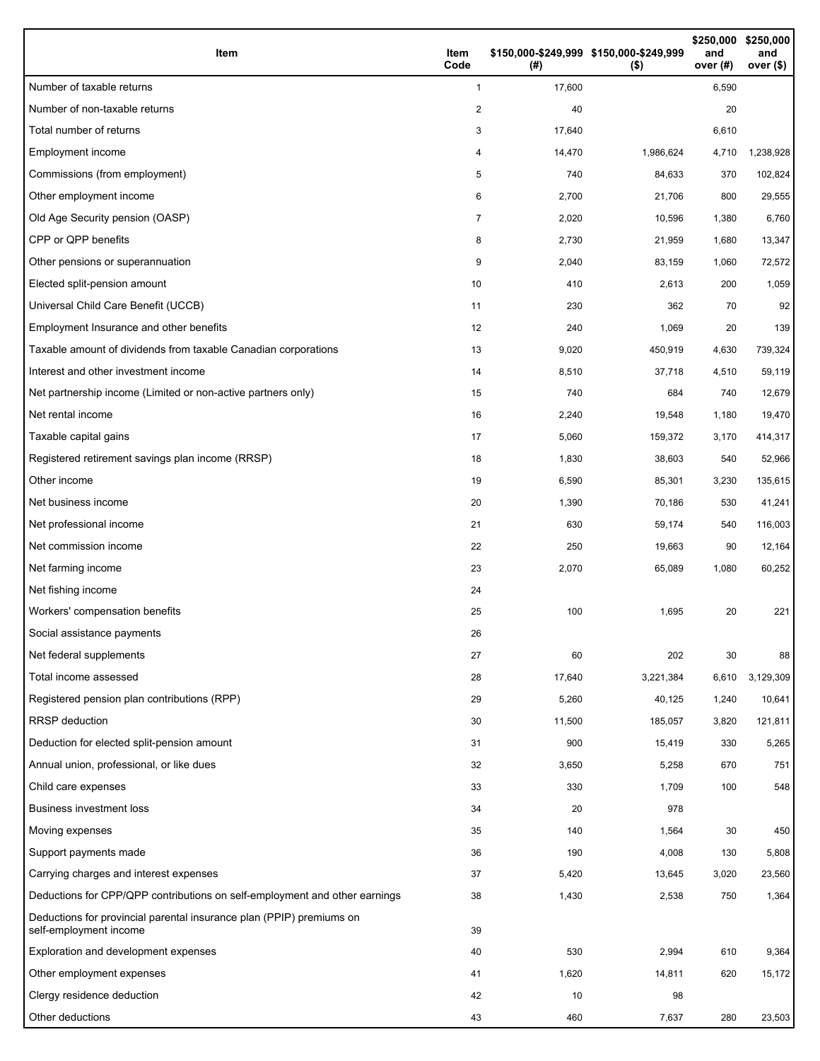| Item | Item Code | $150,000-$249,999 (#) | $150,000-$249,999 ($) | $250,000 and over (#) | $250,000 and over ($) |
| --- | --- | --- | --- | --- | --- |
| Number of taxable returns | 1 | 17,600 | | 6,590 | |
| Number of non-taxable returns | 2 | 40 | | 20 | |
| Total number of returns | 3 | 17,640 | | 6,610 | |
| Employment income | 4 | 14,470 | 1,986,624 | 4,710 | 1,238,928 |
| Commissions (from employment) | 5 | 740 | 84,633 | 370 | 102,824 |
| Other employment income | 6 | 2,700 | 21,706 | 800 | 29,555 |
| Old Age Security pension (OASP) | 7 | 2,020 | 10,596 | 1,380 | 6,760 |
| CPP or QPP benefits | 8 | 2,730 | 21,959 | 1,680 | 13,347 |
| Other pensions or superannuation | 9 | 2,040 | 83,159 | 1,060 | 72,572 |
| Elected split-pension amount | 10 | 410 | 2,613 | 200 | 1,059 |
| Universal Child Care Benefit (UCCB) | 11 | 230 | 362 | 70 | 92 |
| Employment Insurance and other benefits | 12 | 240 | 1,069 | 20 | 139 |
| Taxable amount of dividends from taxable Canadian corporations | 13 | 9,020 | 450,919 | 4,630 | 739,324 |
| Interest and other investment income | 14 | 8,510 | 37,718 | 4,510 | 59,119 |
| Net partnership income (Limited or non-active partners only) | 15 | 740 | 684 | 740 | 12,679 |
| Net rental income | 16 | 2,240 | 19,548 | 1,180 | 19,470 |
| Taxable capital gains | 17 | 5,060 | 159,372 | 3,170 | 414,317 |
| Registered retirement savings plan income (RRSP) | 18 | 1,830 | 38,603 | 540 | 52,966 |
| Other income | 19 | 6,590 | 85,301 | 3,230 | 135,615 |
| Net business income | 20 | 1,390 | 70,186 | 530 | 41,241 |
| Net professional income | 21 | 630 | 59,174 | 540 | 116,003 |
| Net commission income | 22 | 250 | 19,663 | 90 | 12,164 |
| Net farming income | 23 | 2,070 | 65,089 | 1,080 | 60,252 |
| Net fishing income | 24 | | | | |
| Workers' compensation benefits | 25 | 100 | 1,695 | 20 | 221 |
| Social assistance payments | 26 | | | | |
| Net federal supplements | 27 | 60 | 202 | 30 | 88 |
| Total income assessed | 28 | 17,640 | 3,221,384 | 6,610 | 3,129,309 |
| Registered pension plan contributions (RPP) | 29 | 5,260 | 40,125 | 1,240 | 10,641 |
| RRSP deduction | 30 | 11,500 | 185,057 | 3,820 | 121,811 |
| Deduction for elected split-pension amount | 31 | 900 | 15,419 | 330 | 5,265 |
| Annual union, professional, or like dues | 32 | 3,650 | 5,258 | 670 | 751 |
| Child care expenses | 33 | 330 | 1,709 | 100 | 548 |
| Business investment loss | 34 | 20 | 978 | | |
| Moving expenses | 35 | 140 | 1,564 | 30 | 450 |
| Support payments made | 36 | 190 | 4,008 | 130 | 5,808 |
| Carrying charges and interest expenses | 37 | 5,420 | 13,645 | 3,020 | 23,560 |
| Deductions for CPP/QPP contributions on self-employment and other earnings | 38 | 1,430 | 2,538 | 750 | 1,364 |
| Deductions for provincial parental insurance plan (PPIP) premiums on self-employment income | 39 | | | | |
| Exploration and development expenses | 40 | 530 | 2,994 | 610 | 9,364 |
| Other employment expenses | 41 | 1,620 | 14,811 | 620 | 15,172 |
| Clergy residence deduction | 42 | 10 | 98 | | |
| Other deductions | 43 | 460 | 7,637 | 280 | 23,503 |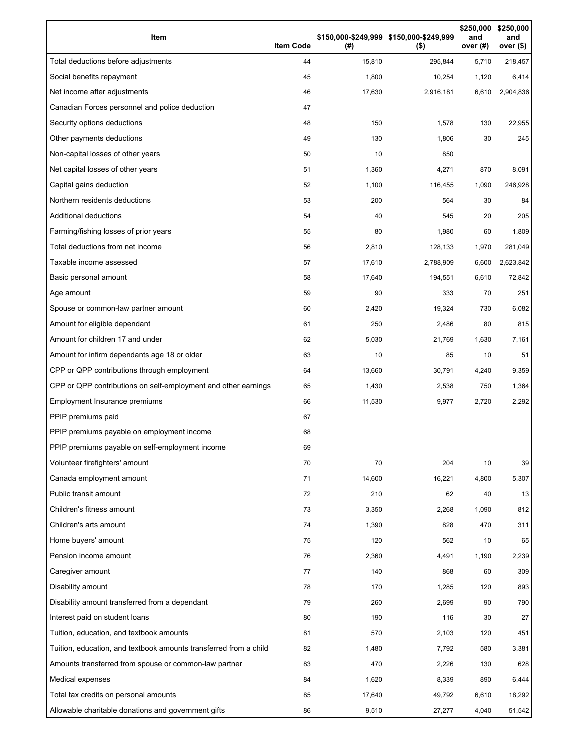| Item | Item Code | $150,000-$249,999 (#) | $150,000-$249,999 ($) | $250,000 and over (#) | $250,000 and over ($) |
| --- | --- | --- | --- | --- | --- |
| Total deductions before adjustments | 44 | 15,810 | 295,844 | 5,710 | 218,457 |
| Social benefits repayment | 45 | 1,800 | 10,254 | 1,120 | 6,414 |
| Net income after adjustments | 46 | 17,630 | 2,916,181 | 6,610 | 2,904,836 |
| Canadian Forces personnel and police deduction | 47 | | | | |
| Security options deductions | 48 | 150 | 1,578 | 130 | 22,955 |
| Other payments deductions | 49 | 130 | 1,806 | 30 | 245 |
| Non-capital losses of other years | 50 | 10 | 850 | | |
| Net capital losses of other years | 51 | 1,360 | 4,271 | 870 | 8,091 |
| Capital gains deduction | 52 | 1,100 | 116,455 | 1,090 | 246,928 |
| Northern residents deductions | 53 | 200 | 564 | 30 | 84 |
| Additional deductions | 54 | 40 | 545 | 20 | 205 |
| Farming/fishing losses of prior years | 55 | 80 | 1,980 | 60 | 1,809 |
| Total deductions from net income | 56 | 2,810 | 128,133 | 1,970 | 281,049 |
| Taxable income assessed | 57 | 17,610 | 2,788,909 | 6,600 | 2,623,842 |
| Basic personal amount | 58 | 17,640 | 194,551 | 6,610 | 72,842 |
| Age amount | 59 | 90 | 333 | 70 | 251 |
| Spouse or common-law partner amount | 60 | 2,420 | 19,324 | 730 | 6,082 |
| Amount for eligible dependant | 61 | 250 | 2,486 | 80 | 815 |
| Amount for children 17 and under | 62 | 5,030 | 21,769 | 1,630 | 7,161 |
| Amount for infirm dependants age 18 or older | 63 | 10 | 85 | 10 | 51 |
| CPP or QPP contributions through employment | 64 | 13,660 | 30,791 | 4,240 | 9,359 |
| CPP or QPP contributions on self-employment and other earnings | 65 | 1,430 | 2,538 | 750 | 1,364 |
| Employment Insurance premiums | 66 | 11,530 | 9,977 | 2,720 | 2,292 |
| PPIP premiums paid | 67 | | | | |
| PPIP premiums payable on employment income | 68 | | | | |
| PPIP premiums payable on self-employment income | 69 | | | | |
| Volunteer firefighters' amount | 70 | 70 | 204 | 10 | 39 |
| Canada employment amount | 71 | 14,600 | 16,221 | 4,800 | 5,307 |
| Public transit amount | 72 | 210 | 62 | 40 | 13 |
| Children's fitness amount | 73 | 3,350 | 2,268 | 1,090 | 812 |
| Children's arts amount | 74 | 1,390 | 828 | 470 | 311 |
| Home buyers' amount | 75 | 120 | 562 | 10 | 65 |
| Pension income amount | 76 | 2,360 | 4,491 | 1,190 | 2,239 |
| Caregiver amount | 77 | 140 | 868 | 60 | 309 |
| Disability amount | 78 | 170 | 1,285 | 120 | 893 |
| Disability amount transferred from a dependant | 79 | 260 | 2,699 | 90 | 790 |
| Interest paid on student loans | 80 | 190 | 116 | 30 | 27 |
| Tuition, education, and textbook amounts | 81 | 570 | 2,103 | 120 | 451 |
| Tuition, education, and textbook amounts transferred from a child | 82 | 1,480 | 7,792 | 580 | 3,381 |
| Amounts transferred from spouse or common-law partner | 83 | 470 | 2,226 | 130 | 628 |
| Medical expenses | 84 | 1,620 | 8,339 | 890 | 6,444 |
| Total tax credits on personal amounts | 85 | 17,640 | 49,792 | 6,610 | 18,292 |
| Allowable charitable donations and government gifts | 86 | 9,510 | 27,277 | 4,040 | 51,542 |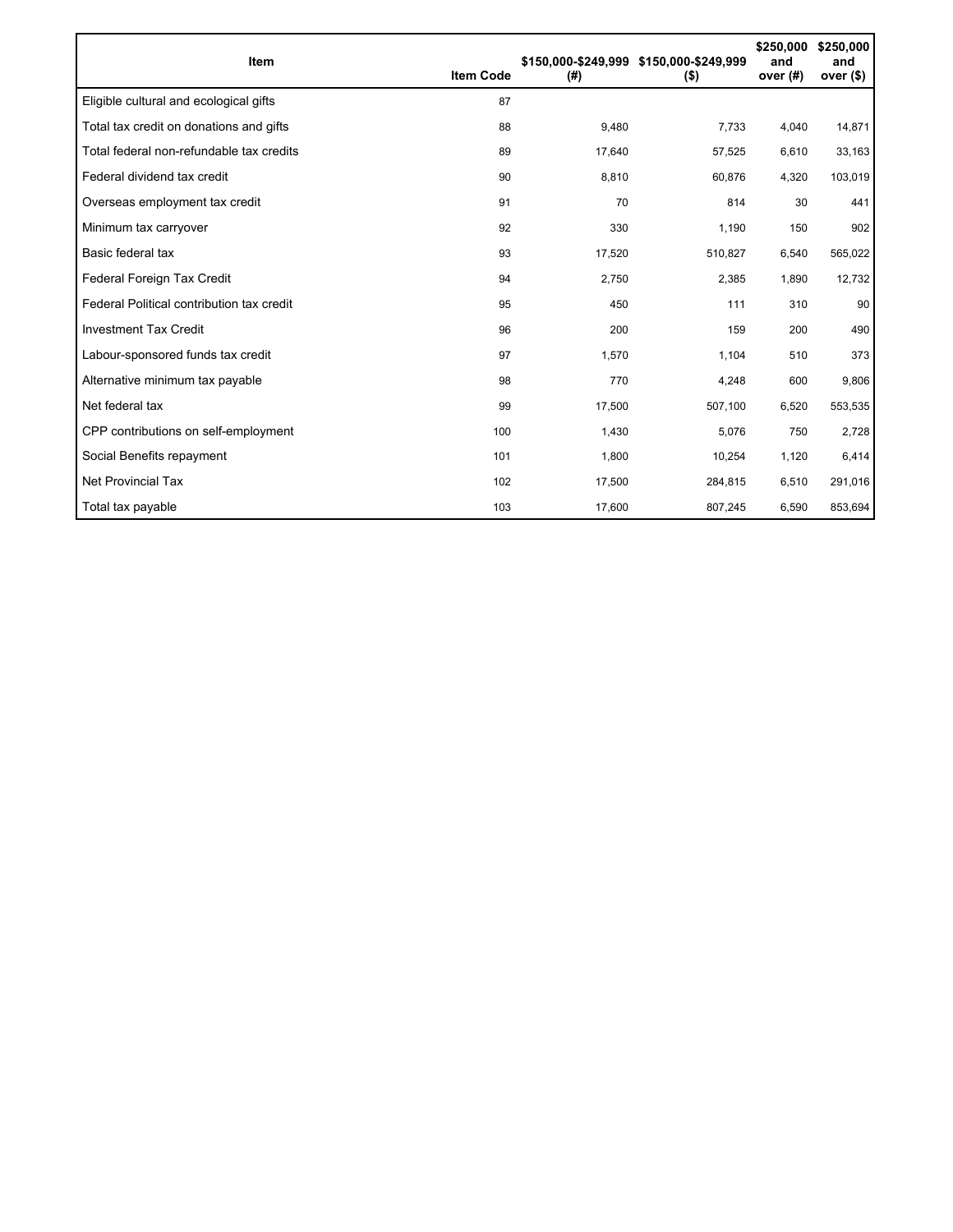| Item | Item Code | $150,000-$249,999 (#) | $150,000-$249,999 ($) | $250,000 and over (#) | $250,000 and over ($) |
|---|---|---|---|---|---|
| Eligible cultural and ecological gifts | 87 | | | | |
| Total tax credit on donations and gifts | 88 | 9,480 | 7,733 | 4,040 | 14,871 |
| Total federal non-refundable tax credits | 89 | 17,640 | 57,525 | 6,610 | 33,163 |
| Federal dividend tax credit | 90 | 8,810 | 60,876 | 4,320 | 103,019 |
| Overseas employment tax credit | 91 | 70 | 814 | 30 | 441 |
| Minimum tax carryover | 92 | 330 | 1,190 | 150 | 902 |
| Basic federal tax | 93 | 17,520 | 510,827 | 6,540 | 565,022 |
| Federal Foreign Tax Credit | 94 | 2,750 | 2,385 | 1,890 | 12,732 |
| Federal Political contribution tax credit | 95 | 450 | 111 | 310 | 90 |
| Investment Tax Credit | 96 | 200 | 159 | 200 | 490 |
| Labour-sponsored funds tax credit | 97 | 1,570 | 1,104 | 510 | 373 |
| Alternative minimum tax payable | 98 | 770 | 4,248 | 600 | 9,806 |
| Net federal tax | 99 | 17,500 | 507,100 | 6,520 | 553,535 |
| CPP contributions on self-employment | 100 | 1,430 | 5,076 | 750 | 2,728 |
| Social Benefits repayment | 101 | 1,800 | 10,254 | 1,120 | 6,414 |
| Net Provincial Tax | 102 | 17,500 | 284,815 | 6,510 | 291,016 |
| Total tax payable | 103 | 17,600 | 807,245 | 6,590 | 853,694 |